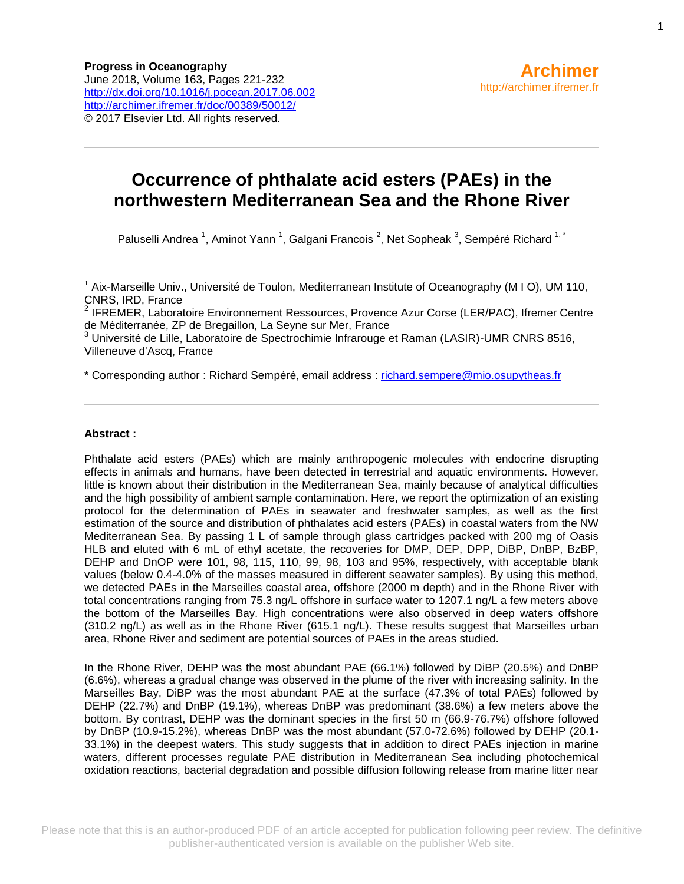**Progress in Oceanography**
June 2018, Volume 163, Pages 221-232
http://dx.doi.org/10.1016/j.pocean.2017.06.002
http://archimer.ifremer.fr/doc/00389/50012/
© 2017 Elsevier Ltd. All rights reserved.

**Archimer**
http://archimer.ifremer.fr

# Occurrence of phthalate acid esters (PAEs) in the northwestern Mediterranean Sea and the Rhone River

Paluselli Andrea [1], Aminot Yann [1], Galgani Francois [2], Net Sopheak [3], Sempéré Richard [1,*]

[1] Aix-Marseille Univ., Université de Toulon, Mediterranean Institute of Oceanography (M I O), UM 110, CNRS, IRD, France
[2] IFREMER, Laboratoire Environnement Ressources, Provence Azur Corse (LER/PAC), Ifremer Centre de Méditerranée, ZP de Bregaillon, La Seyne sur Mer, France
[3] Université de Lille, Laboratoire de Spectrochimie Infrarouge et Raman (LASIR)-UMR CNRS 8516, Villeneuve d'Ascq, France

\* Corresponding author : Richard Sempéré, email address : richard.sempere@mio.osupytheas.fr

## Abstract :

Phthalate acid esters (PAEs) which are mainly anthropogenic molecules with endocrine disrupting effects in animals and humans, have been detected in terrestrial and aquatic environments. However, little is known about their distribution in the Mediterranean Sea, mainly because of analytical difficulties and the high possibility of ambient sample contamination. Here, we report the optimization of an existing protocol for the determination of PAEs in seawater and freshwater samples, as well as the first estimation of the source and distribution of phthalates acid esters (PAEs) in coastal waters from the NW Mediterranean Sea. By passing 1 L of sample through glass cartridges packed with 200 mg of Oasis HLB and eluted with 6 mL of ethyl acetate, the recoveries for DMP, DEP, DPP, DiBP, DnBP, BzBP, DEHP and DnOP were 101, 98, 115, 110, 99, 98, 103 and 95%, respectively, with acceptable blank values (below 0.4-4.0% of the masses measured in different seawater samples). By using this method, we detected PAEs in the Marseilles coastal area, offshore (2000 m depth) and in the Rhone River with total concentrations ranging from 75.3 ng/L offshore in surface water to 1207.1 ng/L a few meters above the bottom of the Marseilles Bay. High concentrations were also observed in deep waters offshore (310.2 ng/L) as well as in the Rhone River (615.1 ng/L). These results suggest that Marseilles urban area, Rhone River and sediment are potential sources of PAEs in the areas studied.

In the Rhone River, DEHP was the most abundant PAE (66.1%) followed by DiBP (20.5%) and DnBP (6.6%), whereas a gradual change was observed in the plume of the river with increasing salinity. In the Marseilles Bay, DiBP was the most abundant PAE at the surface (47.3% of total PAEs) followed by DEHP (22.7%) and DnBP (19.1%), whereas DnBP was predominant (38.6%) a few meters above the bottom. By contrast, DEHP was the dominant species in the first 50 m (66.9-76.7%) offshore followed by DnBP (10.9-15.2%), whereas DnBP was the most abundant (57.0-72.6%) followed by DEHP (20.1-33.1%) in the deepest waters. This study suggests that in addition to direct PAEs injection in marine waters, different processes regulate PAE distribution in Mediterranean Sea including photochemical oxidation reactions, bacterial degradation and possible diffusion following release from marine litter near

Please note that this is an author-produced PDF of an article accepted for publication following peer review. The definitive publisher-authenticated version is available on the publisher Web site.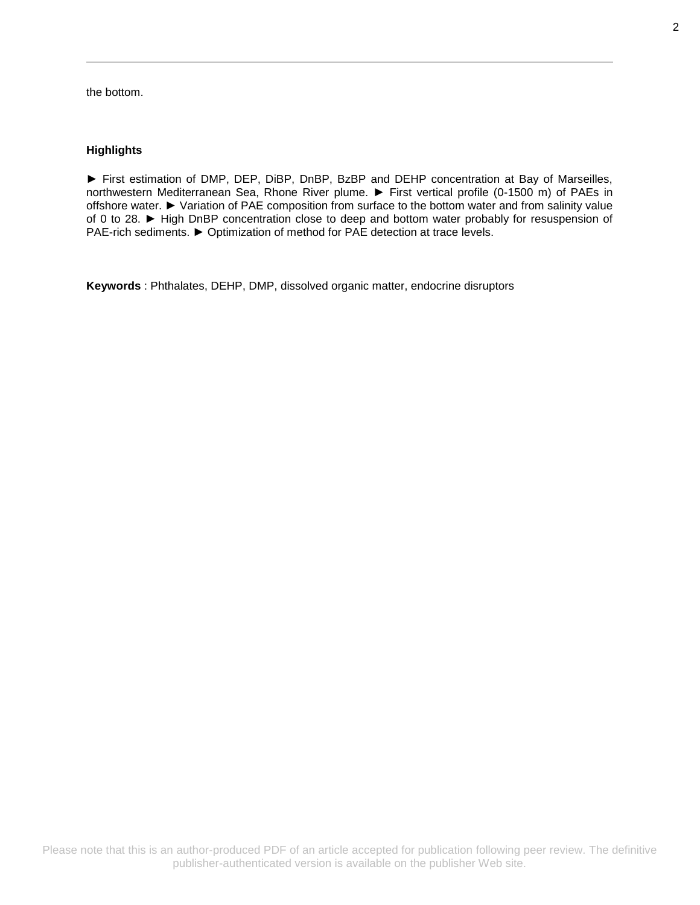the bottom.

**Highlights**

► First estimation of DMP, DEP, DiBP, DnBP, BzBP and DEHP concentration at Bay of Marseilles, northwestern Mediterranean Sea, Rhone River plume. ► First vertical profile (0-1500 m) of PAEs in offshore water. ► Variation of PAE composition from surface to the bottom water and from salinity value of 0 to 28. ► High DnBP concentration close to deep and bottom water probably for resuspension of PAE-rich sediments. ► Optimization of method for PAE detection at trace levels.

**Keywords** : Phthalates, DEHP, DMP, dissolved organic matter, endocrine disruptors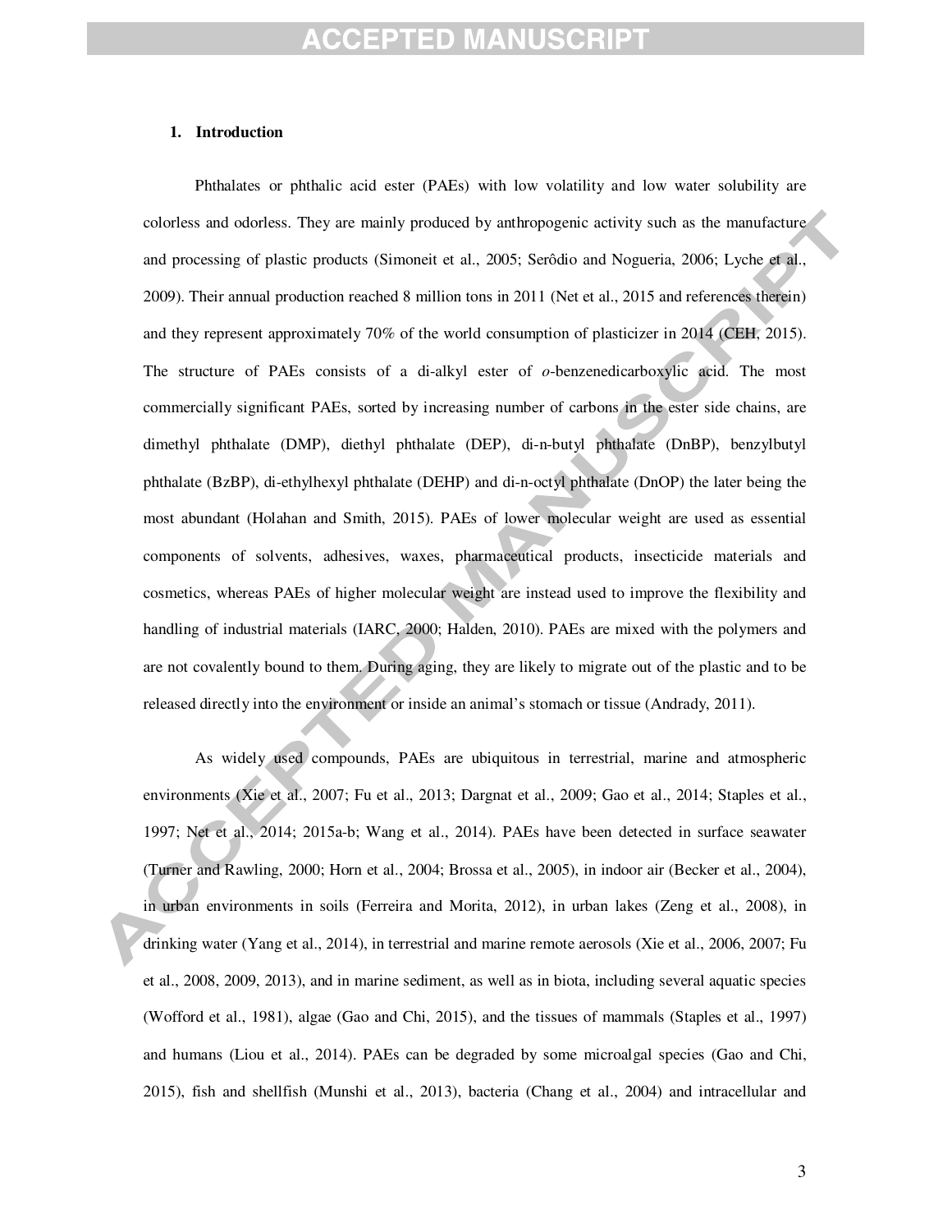## 1. Introduction

Phthalates or phthalic acid ester (PAEs) with low volatility and low water solubility are colorless and odorless. They are mainly produced by anthropogenic activity such as the manufacture and processing of plastic products (Simoneit et al., 2005; Serôdio and Nogueria, 2006; Lyche et al., 2009). Their annual production reached 8 million tons in 2011 (Net et al., 2015 and references therein) and they represent approximately 70% of the world consumption of plasticizer in 2014 (CEH, 2015). The structure of PAEs consists of a di-alkyl ester of *o*-benzenedicarboxylic acid. The most commercially significant PAEs, sorted by increasing number of carbons in the ester side chains, are dimethyl phthalate (DMP), diethyl phthalate (DEP), di-n-butyl phthalate (DnBP), benzylbutyl phthalate (BzBP), di-ethylhexyl phthalate (DEHP) and di-n-octyl phthalate (DnOP) the later being the most abundant (Holahan and Smith, 2015). PAEs of lower molecular weight are used as essential components of solvents, adhesives, waxes, pharmaceutical products, insecticide materials and cosmetics, whereas PAEs of higher molecular weight are instead used to improve the flexibility and handling of industrial materials (IARC, 2000; Halden, 2010). PAEs are mixed with the polymers and are not covalently bound to them. During aging, they are likely to migrate out of the plastic and to be released directly into the environment or inside an animal's stomach or tissue (Andrady, 2011).

As widely used compounds, PAEs are ubiquitous in terrestrial, marine and atmospheric environments (Xie et al., 2007; Fu et al., 2013; Dargnat et al., 2009; Gao et al., 2014; Staples et al., 1997; Net et al., 2014; 2015a-b; Wang et al., 2014). PAEs have been detected in surface seawater (Turner and Rawling, 2000; Horn et al., 2004; Brossa et al., 2005), in indoor air (Becker et al., 2004), in urban environments in soils (Ferreira and Morita, 2012), in urban lakes (Zeng et al., 2008), in drinking water (Yang et al., 2014), in terrestrial and marine remote aerosols (Xie et al., 2006, 2007; Fu et al., 2008, 2009, 2013), and in marine sediment, as well as in biota, including several aquatic species (Wofford et al., 1981), algae (Gao and Chi, 2015), and the tissues of mammals (Staples et al., 1997) and humans (Liou et al., 2014). PAEs can be degraded by some microalgal species (Gao and Chi, 2015), fish and shellfish (Munshi et al., 2013), bacteria (Chang et al., 2004) and intracellular and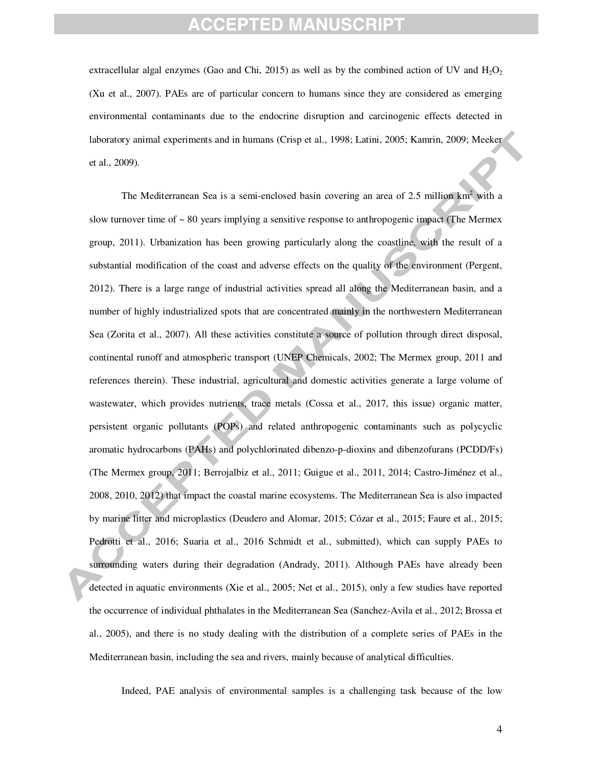extracellular algal enzymes (Gao and Chi, 2015) as well as by the combined action of UV and $H_2O_2$ (Xu et al., 2007). PAEs are of particular concern to humans since they are considered as emerging environmental contaminants due to the endocrine disruption and carcinogenic effects detected in laboratory animal experiments and in humans (Crisp et al., 1998; Latini, 2005; Kamrin, 2009; Meeker et al., 2009).

The Mediterranean Sea is a semi-enclosed basin covering an area of 2.5 million $km^2$ with a slow turnover time of ~ 80 years implying a sensitive response to anthropogenic impact (The Mermex group, 2011). Urbanization has been growing particularly along the coastline, with the result of a substantial modification of the coast and adverse effects on the quality of the environment (Pergent, 2012). There is a large range of industrial activities spread all along the Mediterranean basin, and a number of highly industrialized spots that are concentrated mainly in the northwestern Mediterranean Sea (Zorita et al., 2007). All these activities constitute a source of pollution through direct disposal, continental runoff and atmospheric transport (UNEP Chemicals, 2002; The Mermex group, 2011 and references therein). These industrial, agricultural and domestic activities generate a large volume of wastewater, which provides nutrients, trace metals (Cossa et al., 2017, this issue) organic matter, persistent organic pollutants (POPs) and related anthropogenic contaminants such as polycyclic aromatic hydrocarbons (PAHs) and polychlorinated dibenzo-p-dioxins and dibenzofurans (PCDD/Fs) (The Mermex group, 2011; Berrojalbiz et al., 2011; Guigue et al., 2011, 2014; Castro-Jiménez et al., 2008, 2010, 2012) that impact the coastal marine ecosystems. The Mediterranean Sea is also impacted by marine litter and microplastics (Deudero and Alomar, 2015; Cózar et al., 2015; Faure et al., 2015; Pedrotti et al., 2016; Suaria et al., 2016 Schmidt et al., submitted), which can supply PAEs to surrounding waters during their degradation (Andrady, 2011). Although PAEs have already been detected in aquatic environments (Xie et al., 2005; Net et al., 2015), only a few studies have reported the occurrence of individual phthalates in the Mediterranean Sea (Sanchez-Avila et al., 2012; Brossa et al., 2005), and there is no study dealing with the distribution of a complete series of PAEs in the Mediterranean basin, including the sea and rivers, mainly because of analytical difficulties.

Indeed, PAE analysis of environmental samples is a challenging task because of the low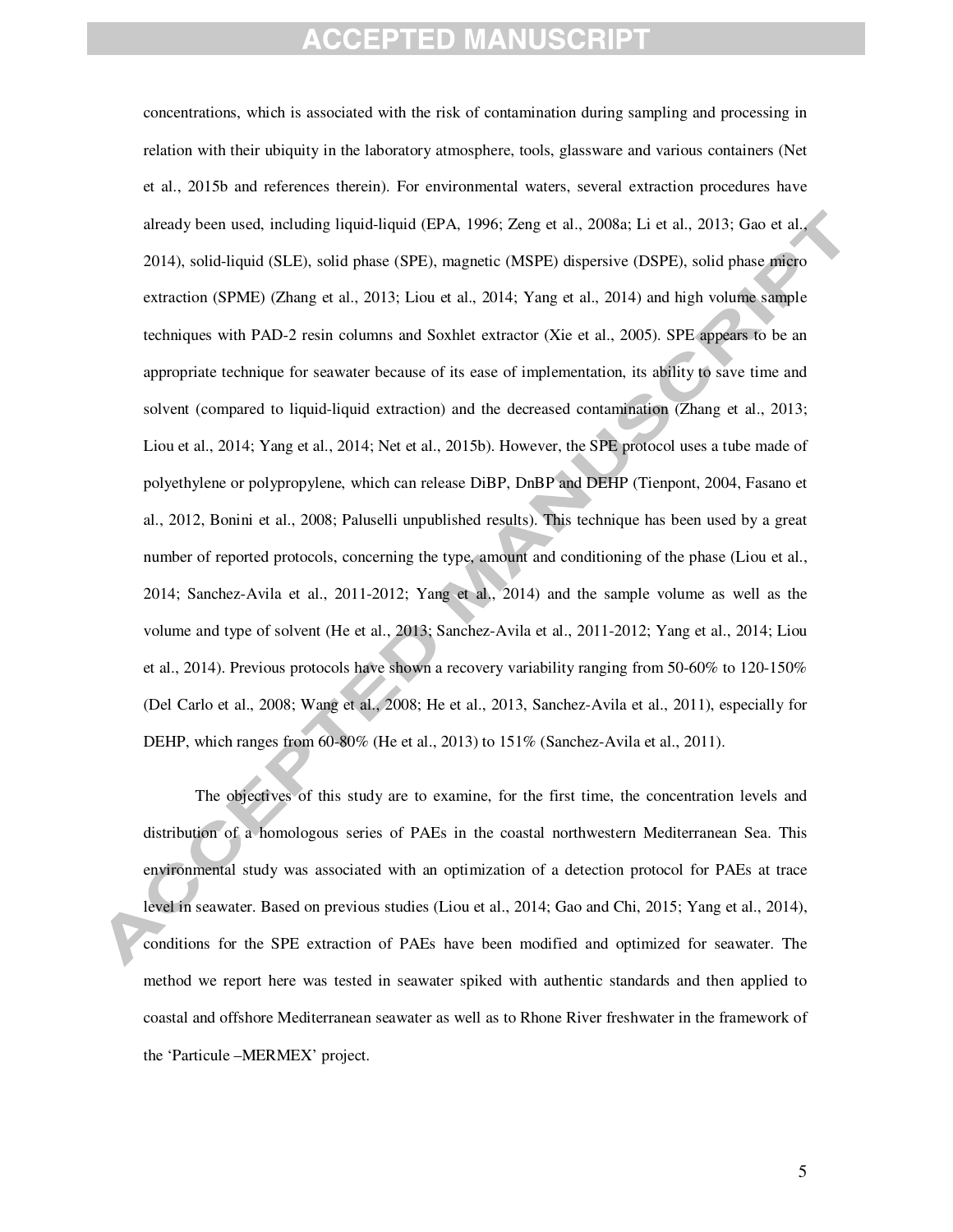concentrations, which is associated with the risk of contamination during sampling and processing in relation with their ubiquity in the laboratory atmosphere, tools, glassware and various containers (Net et al., 2015b and references therein). For environmental waters, several extraction procedures have already been used, including liquid-liquid (EPA, 1996; Zeng et al., 2008a; Li et al., 2013; Gao et al., 2014), solid-liquid (SLE), solid phase (SPE), magnetic (MSPE) dispersive (DSPE), solid phase micro extraction (SPME) (Zhang et al., 2013; Liou et al., 2014; Yang et al., 2014) and high volume sample techniques with PAD-2 resin columns and Soxhlet extractor (Xie et al., 2005). SPE appears to be an appropriate technique for seawater because of its ease of implementation, its ability to save time and solvent (compared to liquid-liquid extraction) and the decreased contamination (Zhang et al., 2013; Liou et al., 2014; Yang et al., 2014; Net et al., 2015b). However, the SPE protocol uses a tube made of polyethylene or polypropylene, which can release DiBP, DnBP and DEHP (Tienpont, 2004, Fasano et al., 2012, Bonini et al., 2008; Paluselli unpublished results). This technique has been used by a great number of reported protocols, concerning the type, amount and conditioning of the phase (Liou et al., 2014; Sanchez-Avila et al., 2011-2012; Yang et al., 2014) and the sample volume as well as the volume and type of solvent (He et al., 2013; Sanchez-Avila et al., 2011-2012; Yang et al., 2014; Liou et al., 2014). Previous protocols have shown a recovery variability ranging from 50-60% to 120-150% (Del Carlo et al., 2008; Wang et al., 2008; He et al., 2013, Sanchez-Avila et al., 2011), especially for DEHP, which ranges from 60-80% (He et al., 2013) to 151% (Sanchez-Avila et al., 2011).

The objectives of this study are to examine, for the first time, the concentration levels and distribution of a homologous series of PAEs in the coastal northwestern Mediterranean Sea. This environmental study was associated with an optimization of a detection protocol for PAEs at trace level in seawater. Based on previous studies (Liou et al., 2014; Gao and Chi, 2015; Yang et al., 2014), conditions for the SPE extraction of PAEs have been modified and optimized for seawater. The method we report here was tested in seawater spiked with authentic standards and then applied to coastal and offshore Mediterranean seawater as well as to Rhone River freshwater in the framework of the 'Particule –MERMEX' project.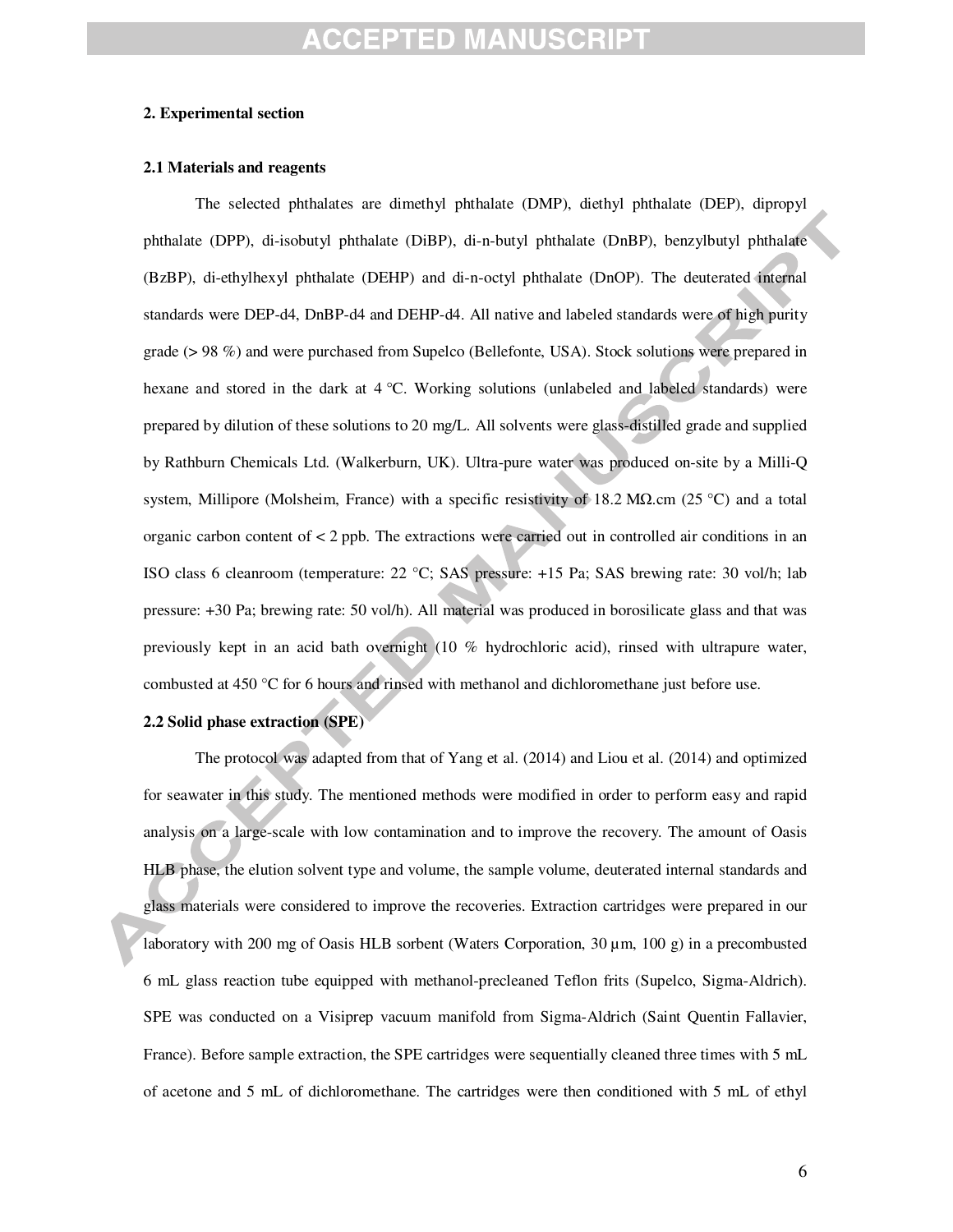## 2. Experimental section

### 2.1 Materials and reagents

The selected phthalates are dimethyl phthalate (DMP), diethyl phthalate (DEP), dipropyl phthalate (DPP), di-isobutyl phthalate (DiBP), di-n-butyl phthalate (DnBP), benzylbutyl phthalate (BzBP), di-ethylhexyl phthalate (DEHP) and di-n-octyl phthalate (DnOP). The deuterated internal standards were DEP-d4, DnBP-d4 and DEHP-d4. All native and labeled standards were of high purity grade (> 98 %) and were purchased from Supelco (Bellefonte, USA). Stock solutions were prepared in hexane and stored in the dark at 4 °C. Working solutions (unlabeled and labeled standards) were prepared by dilution of these solutions to 20 mg/L. All solvents were glass-distilled grade and supplied by Rathburn Chemicals Ltd. (Walkerburn, UK). Ultra-pure water was produced on-site by a Milli-Q system, Millipore (Molsheim, France) with a specific resistivity of 18.2 MΩ.cm (25 °C) and a total organic carbon content of < 2 ppb. The extractions were carried out in controlled air conditions in an ISO class 6 cleanroom (temperature: 22 °C; SAS pressure: +15 Pa; SAS brewing rate: 30 vol/h; lab pressure: +30 Pa; brewing rate: 50 vol/h). All material was produced in borosilicate glass and that was previously kept in an acid bath overnight (10 % hydrochloric acid), rinsed with ultrapure water, combusted at 450 °C for 6 hours and rinsed with methanol and dichloromethane just before use.

### 2.2 Solid phase extraction (SPE)

The protocol was adapted from that of Yang et al. (2014) and Liou et al. (2014) and optimized for seawater in this study. The mentioned methods were modified in order to perform easy and rapid analysis on a large-scale with low contamination and to improve the recovery. The amount of Oasis HLB phase, the elution solvent type and volume, the sample volume, deuterated internal standards and glass materials were considered to improve the recoveries. Extraction cartridges were prepared in our laboratory with 200 mg of Oasis HLB sorbent (Waters Corporation, 30 µm, 100 g) in a precombusted 6 mL glass reaction tube equipped with methanol-precleaned Teflon frits (Supelco, Sigma-Aldrich). SPE was conducted on a Visiprep vacuum manifold from Sigma-Aldrich (Saint Quentin Fallavier, France). Before sample extraction, the SPE cartridges were sequentially cleaned three times with 5 mL of acetone and 5 mL of dichloromethane. The cartridges were then conditioned with 5 mL of ethyl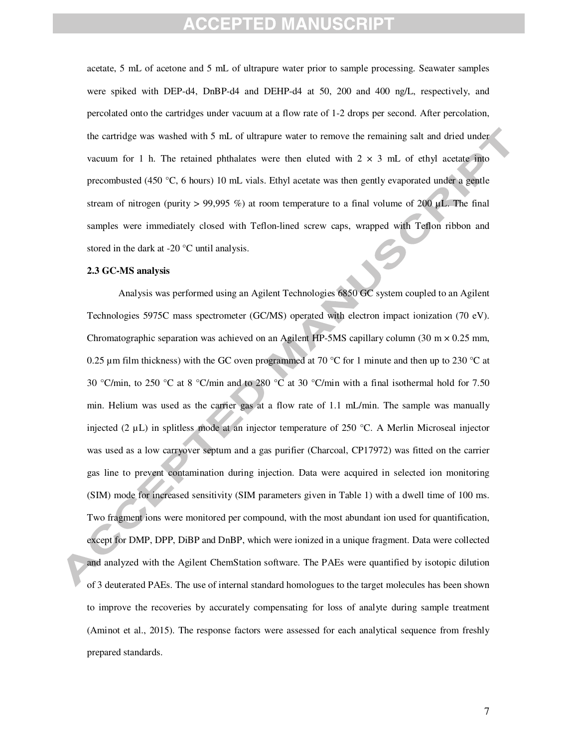acetate, 5 mL of acetone and 5 mL of ultrapure water prior to sample processing. Seawater samples were spiked with DEP-d4, DnBP-d4 and DEHP-d4 at 50, 200 and 400 ng/L, respectively, and percolated onto the cartridges under vacuum at a flow rate of 1-2 drops per second. After percolation, the cartridge was washed with 5 mL of ultrapure water to remove the remaining salt and dried under vacuum for 1 h. The retained phthalates were then eluted with 2 × 3 mL of ethyl acetate into precombusted (450 °C, 6 hours) 10 mL vials. Ethyl acetate was then gently evaporated under a gentle stream of nitrogen (purity > 99,995 %) at room temperature to a final volume of 200 µL. The final samples were immediately closed with Teflon-lined screw caps, wrapped with Teflon ribbon and stored in the dark at -20 °C until analysis.

**2.3 GC-MS analysis**

Analysis was performed using an Agilent Technologies 6850 GC system coupled to an Agilent Technologies 5975C mass spectrometer (GC/MS) operated with electron impact ionization (70 eV). Chromatographic separation was achieved on an Agilent HP-5MS capillary column (30 m × 0.25 mm, 0.25 µm film thickness) with the GC oven programmed at 70 °C for 1 minute and then up to 230 °C at 30 °C/min, to 250 °C at 8 °C/min and to 280 °C at 30 °C/min with a final isothermal hold for 7.50 min. Helium was used as the carrier gas at a flow rate of 1.1 mL/min. The sample was manually injected (2 µL) in splitless mode at an injector temperature of 250 °C. A Merlin Microseal injector was used as a low carryover septum and a gas purifier (Charcoal, CP17972) was fitted on the carrier gas line to prevent contamination during injection. Data were acquired in selected ion monitoring (SIM) mode for increased sensitivity (SIM parameters given in Table 1) with a dwell time of 100 ms. Two fragment ions were monitored per compound, with the most abundant ion used for quantification, except for DMP, DPP, DiBP and DnBP, which were ionized in a unique fragment. Data were collected and analyzed with the Agilent ChemStation software. The PAEs were quantified by isotopic dilution of 3 deuterated PAEs. The use of internal standard homologues to the target molecules has been shown to improve the recoveries by accurately compensating for loss of analyte during sample treatment (Aminot et al., 2015). The response factors were assessed for each analytical sequence from freshly prepared standards.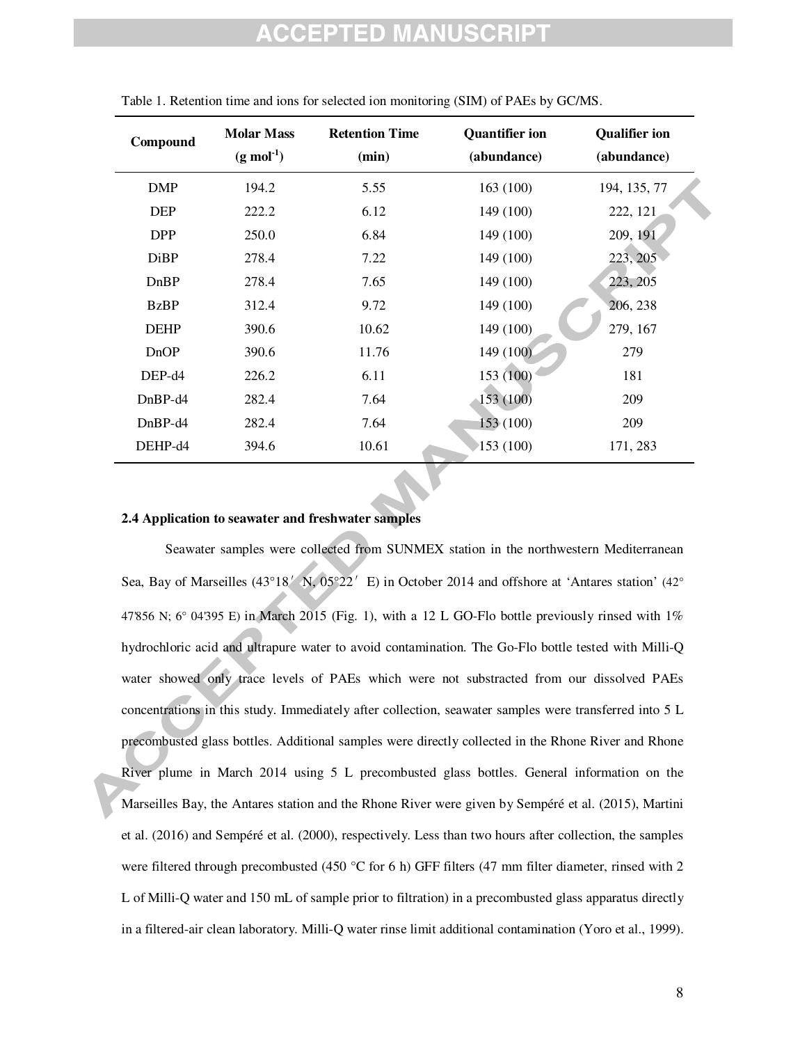Table 1. Retention time and ions for selected ion monitoring (SIM) of PAEs by GC/MS.

| Compound | Molar Mass ($g\ mol^{-1}$) | Retention Time (min) | Quantifier ion (abundance) | Qualifier ion (abundance) |
|---|---|---|---|---|
| DMP | 194.2 | 5.55 | 163 (100) | 194, 135, 77 |
| DEP | 222.2 | 6.12 | 149 (100) | 222, 121 |
| DPP | 250.0 | 6.84 | 149 (100) | 209, 191 |
| DiBP | 278.4 | 7.22 | 149 (100) | 223, 205 |
| DnBP | 278.4 | 7.65 | 149 (100) | 223, 205 |
| BzBP | 312.4 | 9.72 | 149 (100) | 206, 238 |
| DEHP | 390.6 | 10.62 | 149 (100) | 279, 167 |
| DnOP | 390.6 | 11.76 | 149 (100) | 279 |
| DEP-d4 | 226.2 | 6.11 | 153 (100) | 181 |
| DnBP-d4 | 282.4 | 7.64 | 153 (100) | 209 |
| DnBP-d4 | 282.4 | 7.64 | 153 (100) | 209 |
| DEHP-d4 | 394.6 | 10.61 | 153 (100) | 171, 283 |

**2.4 Application to seawater and freshwater samples**

Seawater samples were collected from SUNMEX station in the northwestern Mediterranean Sea, Bay of Marseilles (43°18′ N, 05°22′ E) in October 2014 and offshore at 'Antares station' (42° 47'856 N; 6° 04'395 E) in March 2015 (Fig. 1), with a 12 L GO-Flo bottle previously rinsed with 1% hydrochloric acid and ultrapure water to avoid contamination. The Go-Flo bottle tested with Milli-Q water showed only trace levels of PAEs which were not substracted from our dissolved PAEs concentrations in this study. Immediately after collection, seawater samples were transferred into 5 L precombusted glass bottles. Additional samples were directly collected in the Rhone River and Rhone River plume in March 2014 using 5 L precombusted glass bottles. General information on the Marseilles Bay, the Antares station and the Rhone River were given by Sempéré et al. (2015), Martini et al. (2016) and Sempéré et al. (2000), respectively. Less than two hours after collection, the samples were filtered through precombusted (450 °C for 6 h) GFF filters (47 mm filter diameter, rinsed with 2 L of Milli-Q water and 150 mL of sample prior to filtration) in a precombusted glass apparatus directly in a filtered-air clean laboratory. Milli-Q water rinse limit additional contamination (Yoro et al., 1999).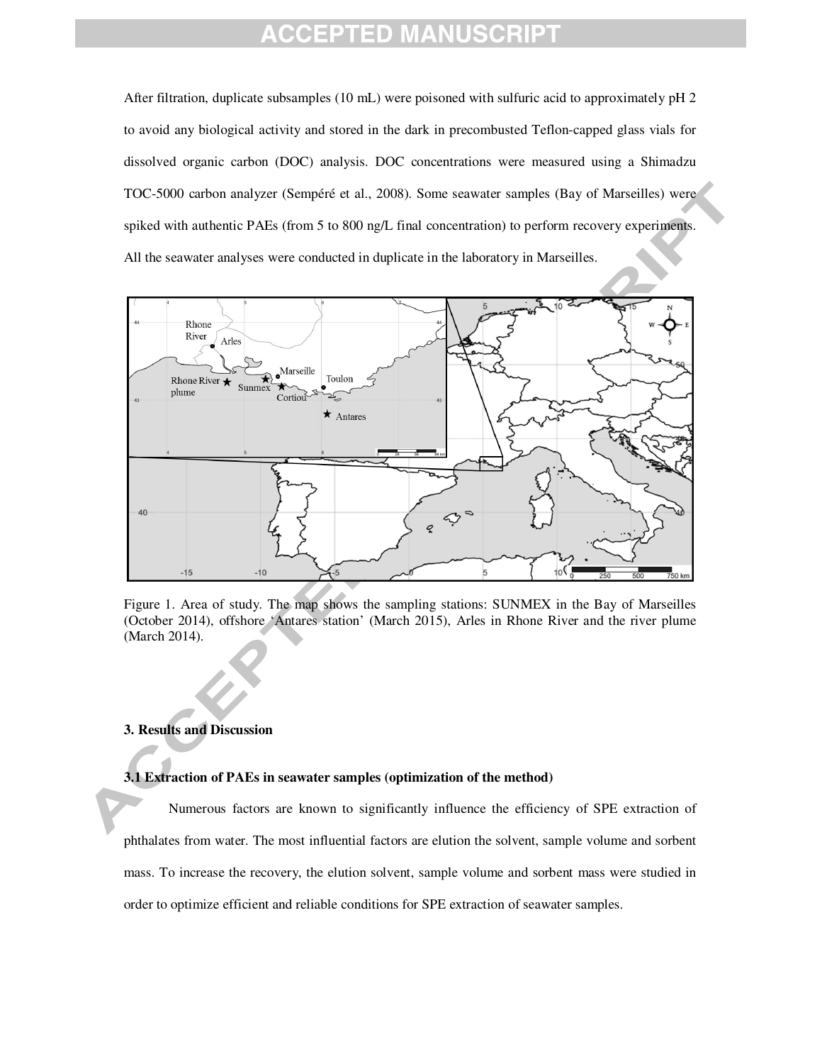After filtration, duplicate subsamples (10 mL) were poisoned with sulfuric acid to approximately pH 2 to avoid any biological activity and stored in the dark in precombusted Teflon-capped glass vials for dissolved organic carbon (DOC) analysis. DOC concentrations were measured using a Shimadzu TOC-5000 carbon analyzer (Sempéré et al., 2008). Some seawater samples (Bay of Marseilles) were spiked with authentic PAEs (from 5 to 800 ng/L final concentration) to perform recovery experiments. All the seawater analyses were conducted in duplicate in the laboratory in Marseilles.

Figure 1. Area of study. The map shows the sampling stations: SUNMEX in the Bay of Marseilles (October 2014), offshore 'Antares station' (March 2015), Arles in Rhone River and the river plume (March 2014).

## 3. Results and Discussion

### 3.1 Extraction of PAEs in seawater samples (optimization of the method)

Numerous factors are known to significantly influence the efficiency of SPE extraction of phthalates from water. The most influential factors are elution the solvent, sample volume and sorbent mass. To increase the recovery, the elution solvent, sample volume and sorbent mass were studied in order to optimize efficient and reliable conditions for SPE extraction of seawater samples.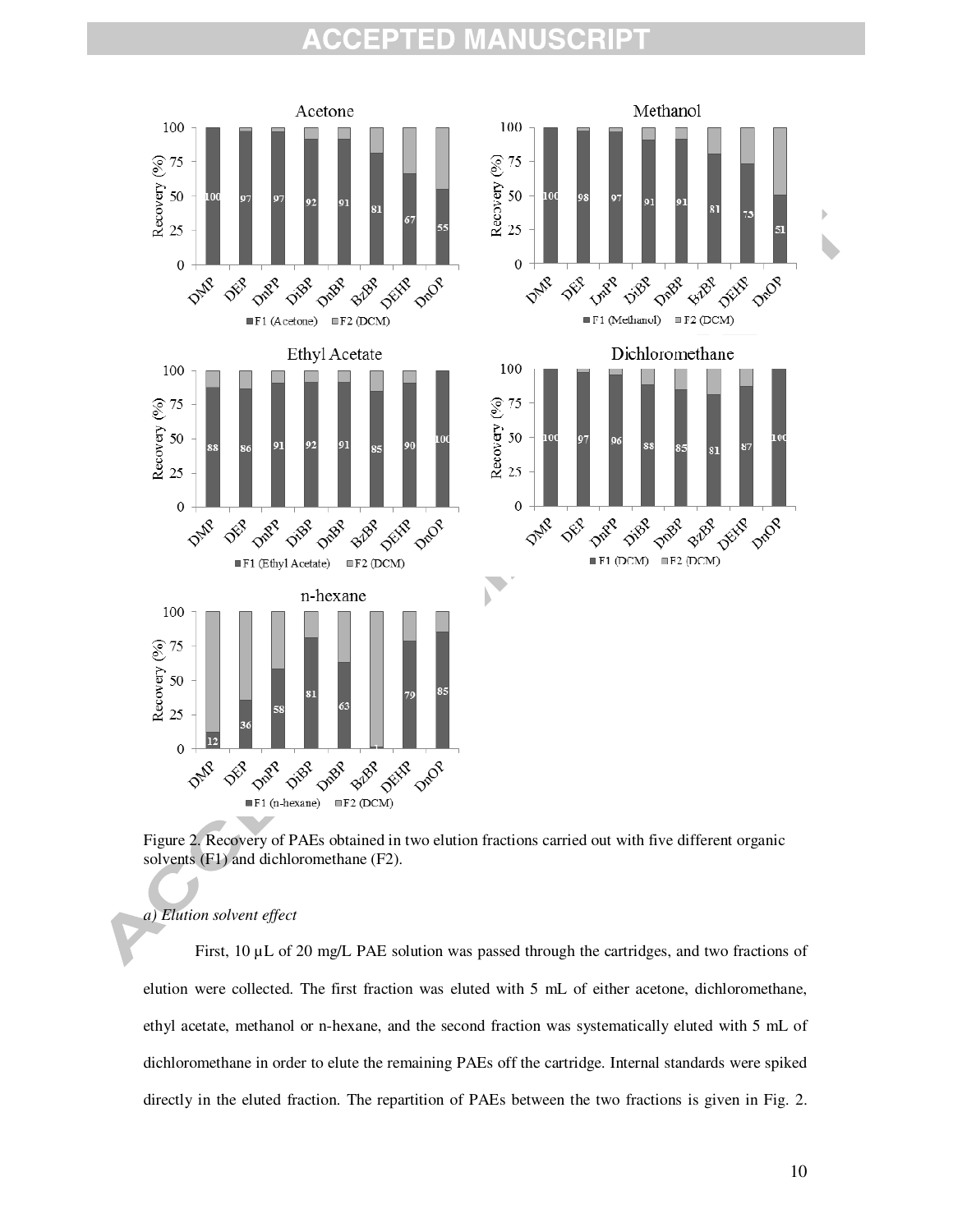Figure 2. Recovery of PAEs obtained in two elution fractions carried out with five different organic solvents (F1) and dichloromethane (F2).

*a) Elution solvent effect*

First, 10 µL of 20 mg/L PAE solution was passed through the cartridges, and two fractions of elution were collected. The first fraction was eluted with 5 mL of either acetone, dichloromethane, ethyl acetate, methanol or n-hexane, and the second fraction was systematically eluted with 5 mL of dichloromethane in order to elute the remaining PAEs off the cartridge. Internal standards were spiked directly in the eluted fraction. The repartition of PAEs between the two fractions is given in Fig. 2.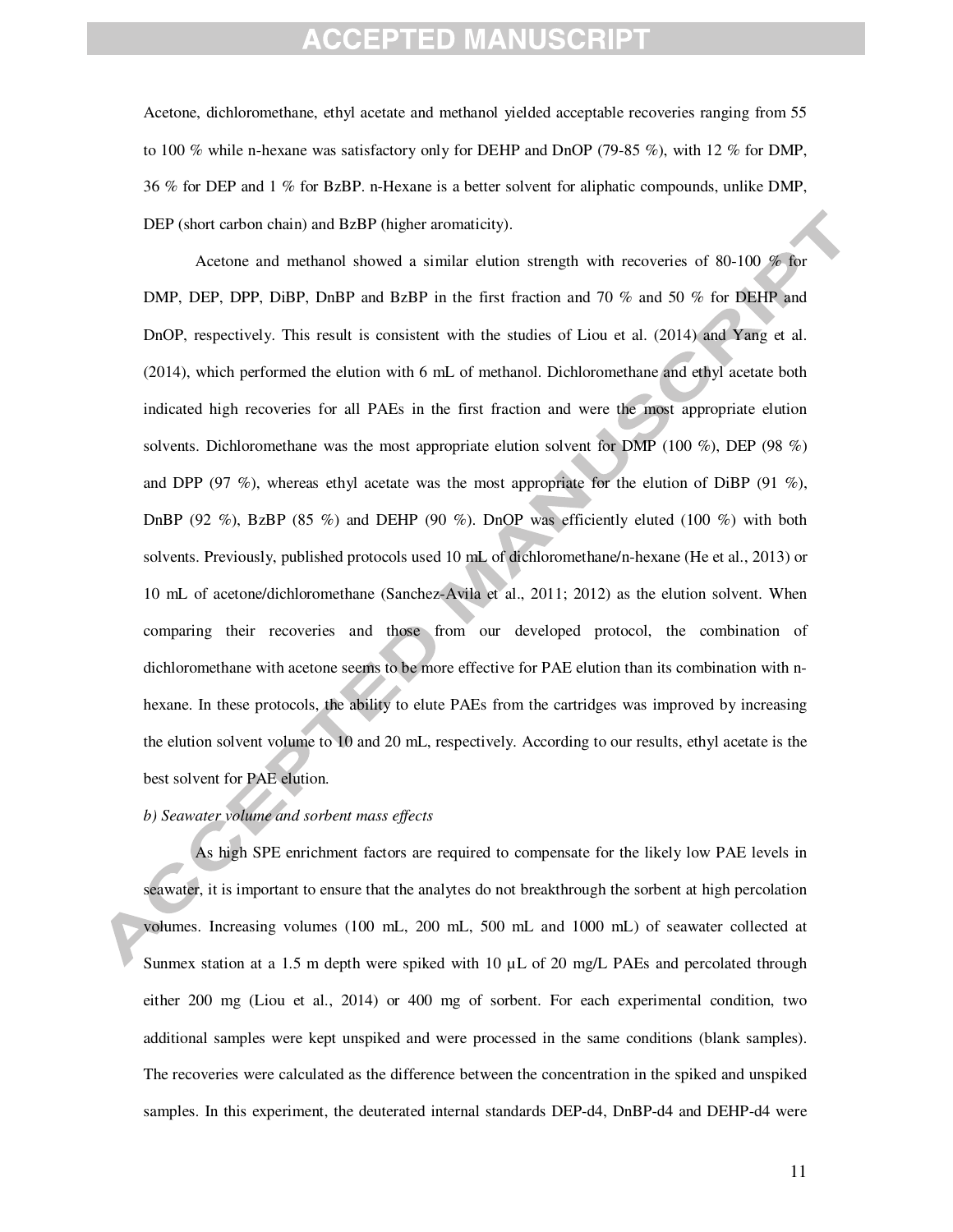Acetone, dichloromethane, ethyl acetate and methanol yielded acceptable recoveries ranging from 55 to 100 % while n-hexane was satisfactory only for DEHP and DnOP (79-85 %), with 12 % for DMP, 36 % for DEP and 1 % for BzBP. n-Hexane is a better solvent for aliphatic compounds, unlike DMP, DEP (short carbon chain) and BzBP (higher aromaticity).

Acetone and methanol showed a similar elution strength with recoveries of 80-100 % for DMP, DEP, DPP, DiBP, DnBP and BzBP in the first fraction and 70 % and 50 % for DEHP and DnOP, respectively. This result is consistent with the studies of Liou et al. (2014) and Yang et al. (2014), which performed the elution with 6 mL of methanol. Dichloromethane and ethyl acetate both indicated high recoveries for all PAEs in the first fraction and were the most appropriate elution solvents. Dichloromethane was the most appropriate elution solvent for DMP (100 %), DEP (98 %) and DPP (97 %), whereas ethyl acetate was the most appropriate for the elution of DiBP (91 %), DnBP (92 %), BzBP (85 %) and DEHP (90 %). DnOP was efficiently eluted (100 %) with both solvents. Previously, published protocols used 10 mL of dichloromethane/n-hexane (He et al., 2013) or 10 mL of acetone/dichloromethane (Sanchez-Avila et al., 2011; 2012) as the elution solvent. When comparing their recoveries and those from our developed protocol, the combination of dichloromethane with acetone seems to be more effective for PAE elution than its combination with n-hexane. In these protocols, the ability to elute PAEs from the cartridges was improved by increasing the elution solvent volume to 10 and 20 mL, respectively. According to our results, ethyl acetate is the best solvent for PAE elution.

*b) Seawater volume and sorbent mass effects*

As high SPE enrichment factors are required to compensate for the likely low PAE levels in seawater, it is important to ensure that the analytes do not breakthrough the sorbent at high percolation volumes. Increasing volumes (100 mL, 200 mL, 500 mL and 1000 mL) of seawater collected at Sunmex station at a 1.5 m depth were spiked with 10 µL of 20 mg/L PAEs and percolated through either 200 mg (Liou et al., 2014) or 400 mg of sorbent. For each experimental condition, two additional samples were kept unspiked and were processed in the same conditions (blank samples). The recoveries were calculated as the difference between the concentration in the spiked and unspiked samples. In this experiment, the deuterated internal standards DEP-d4, DnBP-d4 and DEHP-d4 were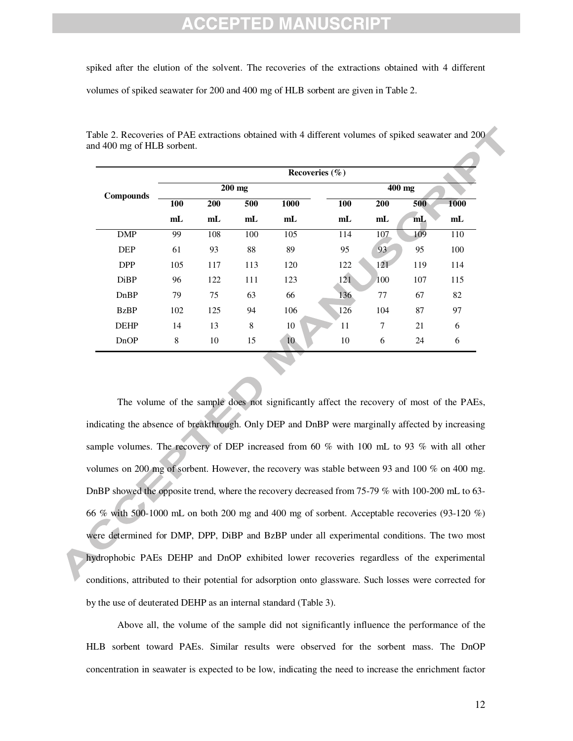spiked after the elution of the solvent. The recoveries of the extractions obtained with 4 different volumes of spiked seawater for 200 and 400 mg of HLB sorbent are given in Table 2.

Table 2. Recoveries of PAE extractions obtained with 4 different volumes of spiked seawater and 200 and 400 mg of HLB sorbent.

| Compounds | Recoveries (%) | | | | | | | |
|---|---|---|---|---|---|---|---|---|
| | 200 mg | | | | 400 mg | | | |
| | 100 mL | 200 mL | 500 mL | 1000 mL | 100 mL | 200 mL | 500 mL | 1000 mL |
| DMP | 99 | 108 | 100 | 105 | 114 | 107 | 109 | 110 |
| DEP | 61 | 93 | 88 | 89 | 95 | 93 | 95 | 100 |
| DPP | 105 | 117 | 113 | 120 | 122 | 121 | 119 | 114 |
| DiBP | 96 | 122 | 111 | 123 | 121 | 100 | 107 | 115 |
| DnBP | 79 | 75 | 63 | 66 | 136 | 77 | 67 | 82 |
| BzBP | 102 | 125 | 94 | 106 | 126 | 104 | 87 | 97 |
| DEHP | 14 | 13 | 8 | 10 | 11 | 7 | 21 | 6 |
| DnOP | 8 | 10 | 15 | 10 | 10 | 6 | 24 | 6 |

The volume of the sample does not significantly affect the recovery of most of the PAEs, indicating the absence of breakthrough. Only DEP and DnBP were marginally affected by increasing sample volumes. The recovery of DEP increased from 60 % with 100 mL to 93 % with all other volumes on 200 mg of sorbent. However, the recovery was stable between 93 and 100 % on 400 mg. DnBP showed the opposite trend, where the recovery decreased from 75-79 % with 100-200 mL to 63-66 % with 500-1000 mL on both 200 mg and 400 mg of sorbent. Acceptable recoveries (93-120 %) were determined for DMP, DPP, DiBP and BzBP under all experimental conditions. The two most hydrophobic PAEs DEHP and DnOP exhibited lower recoveries regardless of the experimental conditions, attributed to their potential for adsorption onto glassware. Such losses were corrected for by the use of deuterated DEHP as an internal standard (Table 3).

Above all, the volume of the sample did not significantly influence the performance of the HLB sorbent toward PAEs. Similar results were observed for the sorbent mass. The DnOP concentration in seawater is expected to be low, indicating the need to increase the enrichment factor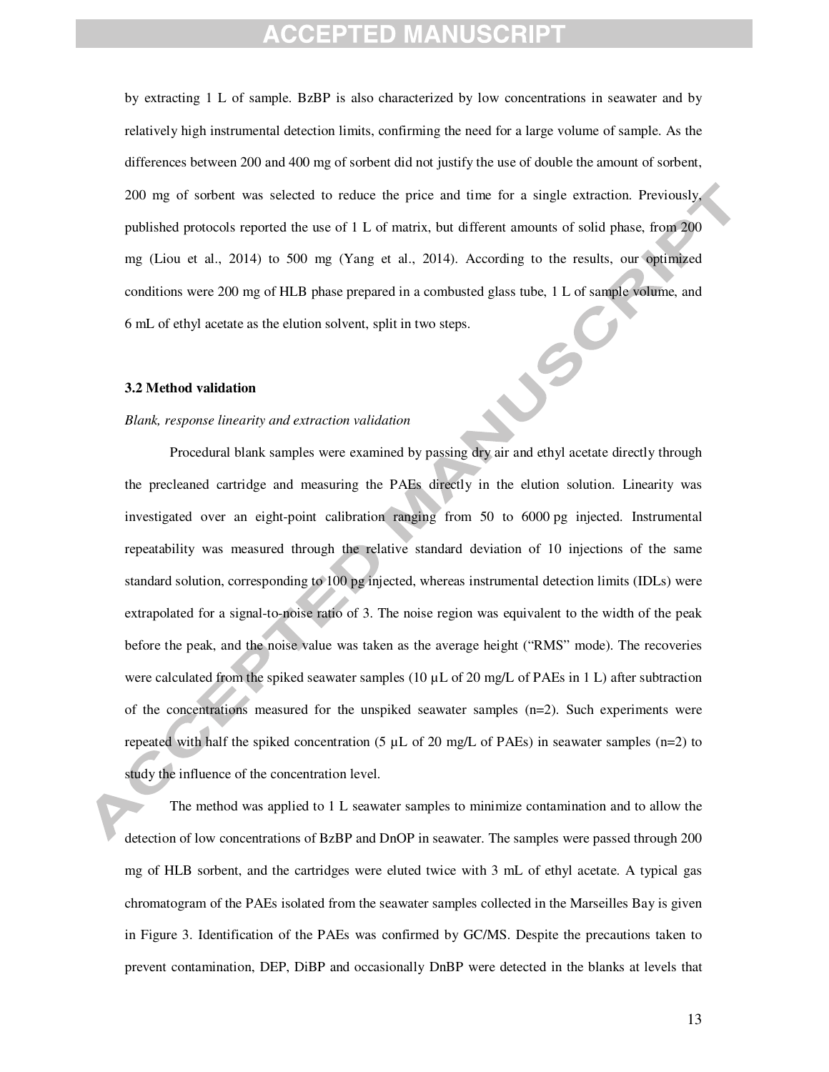by extracting 1 L of sample. BzBP is also characterized by low concentrations in seawater and by relatively high instrumental detection limits, confirming the need for a large volume of sample. As the differences between 200 and 400 mg of sorbent did not justify the use of double the amount of sorbent, 200 mg of sorbent was selected to reduce the price and time for a single extraction. Previously, published protocols reported the use of 1 L of matrix, but different amounts of solid phase, from 200 mg (Liou et al., 2014) to 500 mg (Yang et al., 2014). According to the results, our optimized conditions were 200 mg of HLB phase prepared in a combusted glass tube, 1 L of sample volume, and 6 mL of ethyl acetate as the elution solvent, split in two steps.

### 3.2 Method validation

*Blank, response linearity and extraction validation*

Procedural blank samples were examined by passing dry air and ethyl acetate directly through the precleaned cartridge and measuring the PAEs directly in the elution solution. Linearity was investigated over an eight-point calibration ranging from 50 to 6000 pg injected. Instrumental repeatability was measured through the relative standard deviation of 10 injections of the same standard solution, corresponding to 100 pg injected, whereas instrumental detection limits (IDLs) were extrapolated for a signal-to-noise ratio of 3. The noise region was equivalent to the width of the peak before the peak, and the noise value was taken as the average height ("RMS" mode). The recoveries were calculated from the spiked seawater samples (10 µL of 20 mg/L of PAEs in 1 L) after subtraction of the concentrations measured for the unspiked seawater samples (n=2). Such experiments were repeated with half the spiked concentration (5 µL of 20 mg/L of PAEs) in seawater samples (n=2) to study the influence of the concentration level.

The method was applied to 1 L seawater samples to minimize contamination and to allow the detection of low concentrations of BzBP and DnOP in seawater. The samples were passed through 200 mg of HLB sorbent, and the cartridges were eluted twice with 3 mL of ethyl acetate. A typical gas chromatogram of the PAEs isolated from the seawater samples collected in the Marseilles Bay is given in Figure 3. Identification of the PAEs was confirmed by GC/MS. Despite the precautions taken to prevent contamination, DEP, DiBP and occasionally DnBP were detected in the blanks at levels that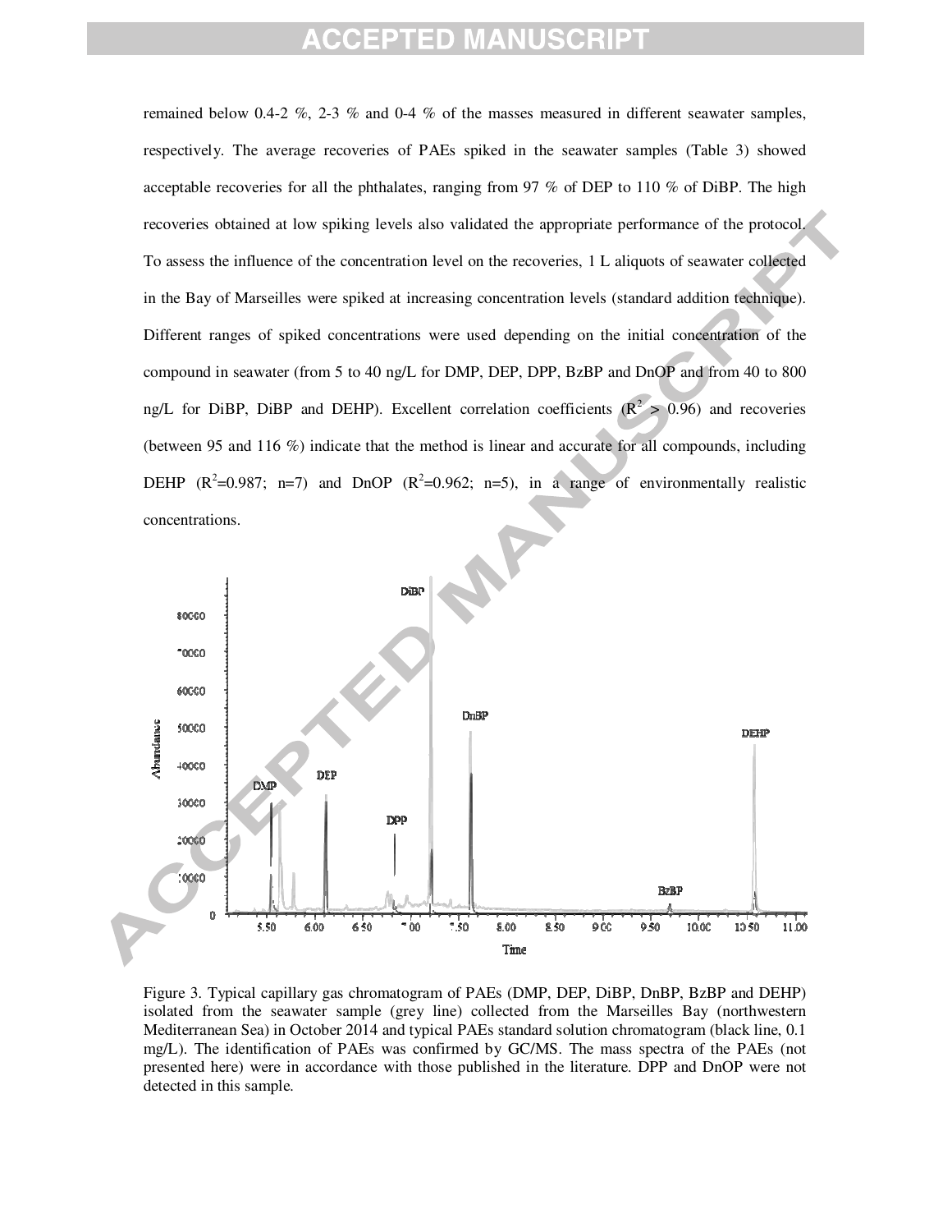remained below 0.4-2 %, 2-3 % and 0-4 % of the masses measured in different seawater samples, respectively. The average recoveries of PAEs spiked in the seawater samples (Table 3) showed acceptable recoveries for all the phthalates, ranging from 97 % of DEP to 110 % of DiBP. The high recoveries obtained at low spiking levels also validated the appropriate performance of the protocol. To assess the influence of the concentration level on the recoveries, 1 L aliquots of seawater collected in the Bay of Marseilles were spiked at increasing concentration levels (standard addition technique). Different ranges of spiked concentrations were used depending on the initial concentration of the compound in seawater (from 5 to 40 ng/L for DMP, DEP, DPP, BzBP and DnOP and from 40 to 800 ng/L for DiBP, DiBP and DEHP). Excellent correlation coefficients ($R^2 > 0.96$) and recoveries (between 95 and 116 %) indicate that the method is linear and accurate for all compounds, including DEHP ($R^2$=0.987; n=7) and DnOP ($R^2$=0.962; n=5), in a range of environmentally realistic concentrations.

Figure 3. Typical capillary gas chromatogram of PAEs (DMP, DEP, DiBP, DnBP, BzBP and DEHP) isolated from the seawater sample (grey line) collected from the Marseilles Bay (northwestern Mediterranean Sea) in October 2014 and typical PAEs standard solution chromatogram (black line, 0.1 mg/L). The identification of PAEs was confirmed by GC/MS. The mass spectra of the PAEs (not presented here) were in accordance with those published in the literature. DPP and DnOP were not detected in this sample.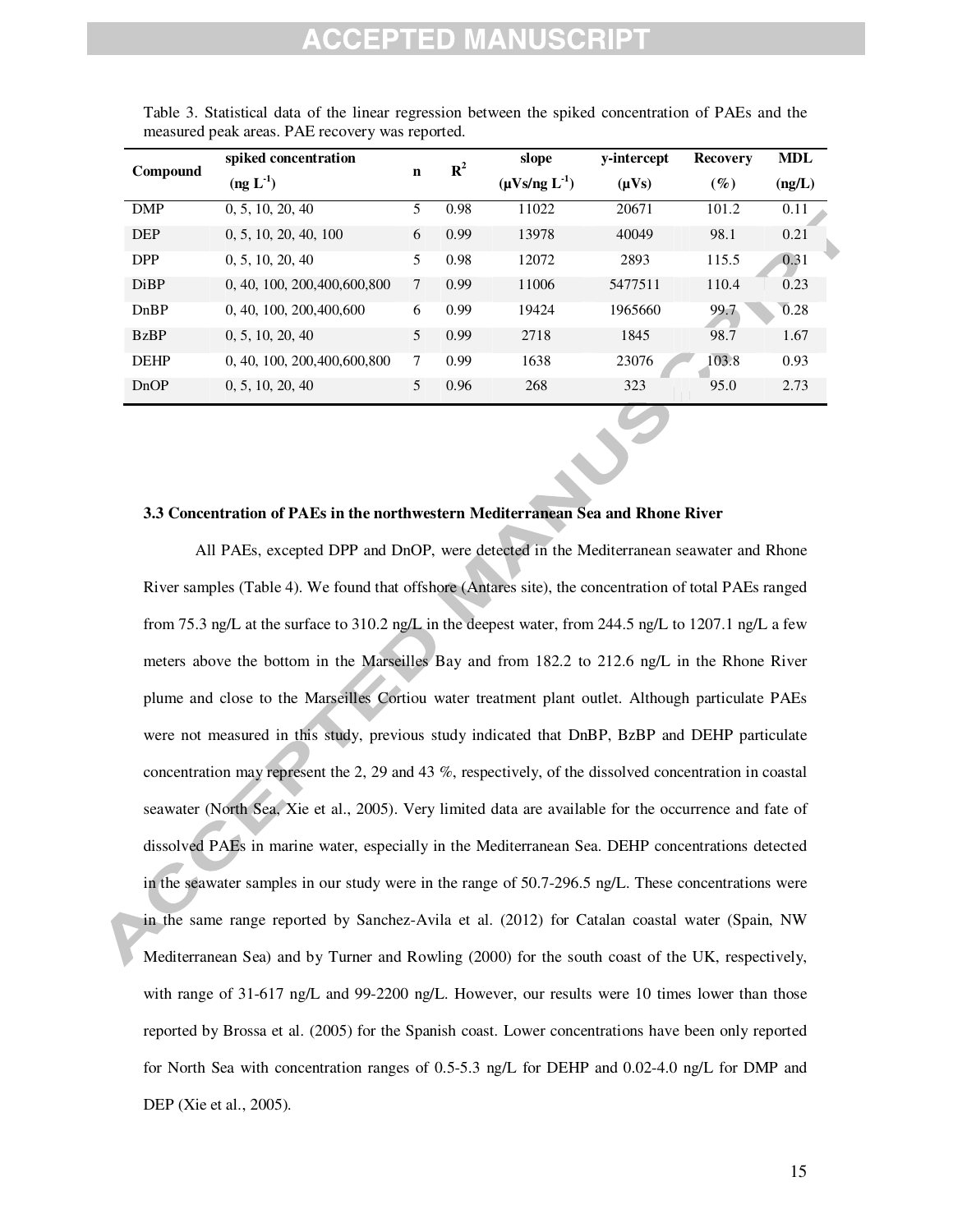Table 3. Statistical data of the linear regression between the spiked concentration of PAEs and the measured peak areas. PAE recovery was reported.

| Compound | spiked concentration (ng $L^{-1}$) | n | $R^2$ | slope (µVs/ng $L^{-1}$) | y-intercept (µVs) | Recovery (%) | MDL (ng/L) |
|---|---|---|---|---|---|---|---|
| DMP | 0, 5, 10, 20, 40 | 5 | 0.98 | 11022 | 20671 | 101.2 | 0.11 |
| DEP | 0, 5, 10, 20, 40, 100 | 6 | 0.99 | 13978 | 40049 | 98.1 | 0.21 |
| DPP | 0, 5, 10, 20, 40 | 5 | 0.98 | 12072 | 2893 | 115.5 | 0.31 |
| DiBP | 0, 40, 100, 200,400,600,800 | 7 | 0.99 | 11006 | 5477511 | 110.4 | 0.23 |
| DnBP | 0, 40, 100, 200,400,600 | 6 | 0.99 | 19424 | 1965660 | 99.7 | 0.28 |
| BzBP | 0, 5, 10, 20, 40 | 5 | 0.99 | 2718 | 1845 | 98.7 | 1.67 |
| DEHP | 0, 40, 100, 200,400,600,800 | 7 | 0.99 | 1638 | 23076 | 103.8 | 0.93 |
| DnOP | 0, 5, 10, 20, 40 | 5 | 0.96 | 268 | 323 | 95.0 | 2.73 |

### 3.3 Concentration of PAEs in the northwestern Mediterranean Sea and Rhone River

All PAEs, excepted DPP and DnOP, were detected in the Mediterranean seawater and Rhone River samples (Table 4). We found that offshore (Antares site), the concentration of total PAEs ranged from 75.3 ng/L at the surface to 310.2 ng/L in the deepest water, from 244.5 ng/L to 1207.1 ng/L a few meters above the bottom in the Marseilles Bay and from 182.2 to 212.6 ng/L in the Rhone River plume and close to the Marseilles Cortiou water treatment plant outlet. Although particulate PAEs were not measured in this study, previous study indicated that DnBP, BzBP and DEHP particulate concentration may represent the 2, 29 and 43 %, respectively, of the dissolved concentration in coastal seawater (North Sea, Xie et al., 2005). Very limited data are available for the occurrence and fate of dissolved PAEs in marine water, especially in the Mediterranean Sea. DEHP concentrations detected in the seawater samples in our study were in the range of 50.7-296.5 ng/L. These concentrations were in the same range reported by Sanchez-Avila et al. (2012) for Catalan coastal water (Spain, NW Mediterranean Sea) and by Turner and Rowling (2000) for the south coast of the UK, respectively, with range of 31-617 ng/L and 99-2200 ng/L. However, our results were 10 times lower than those reported by Brossa et al. (2005) for the Spanish coast. Lower concentrations have been only reported for North Sea with concentration ranges of 0.5-5.3 ng/L for DEHP and 0.02-4.0 ng/L for DMP and DEP (Xie et al., 2005).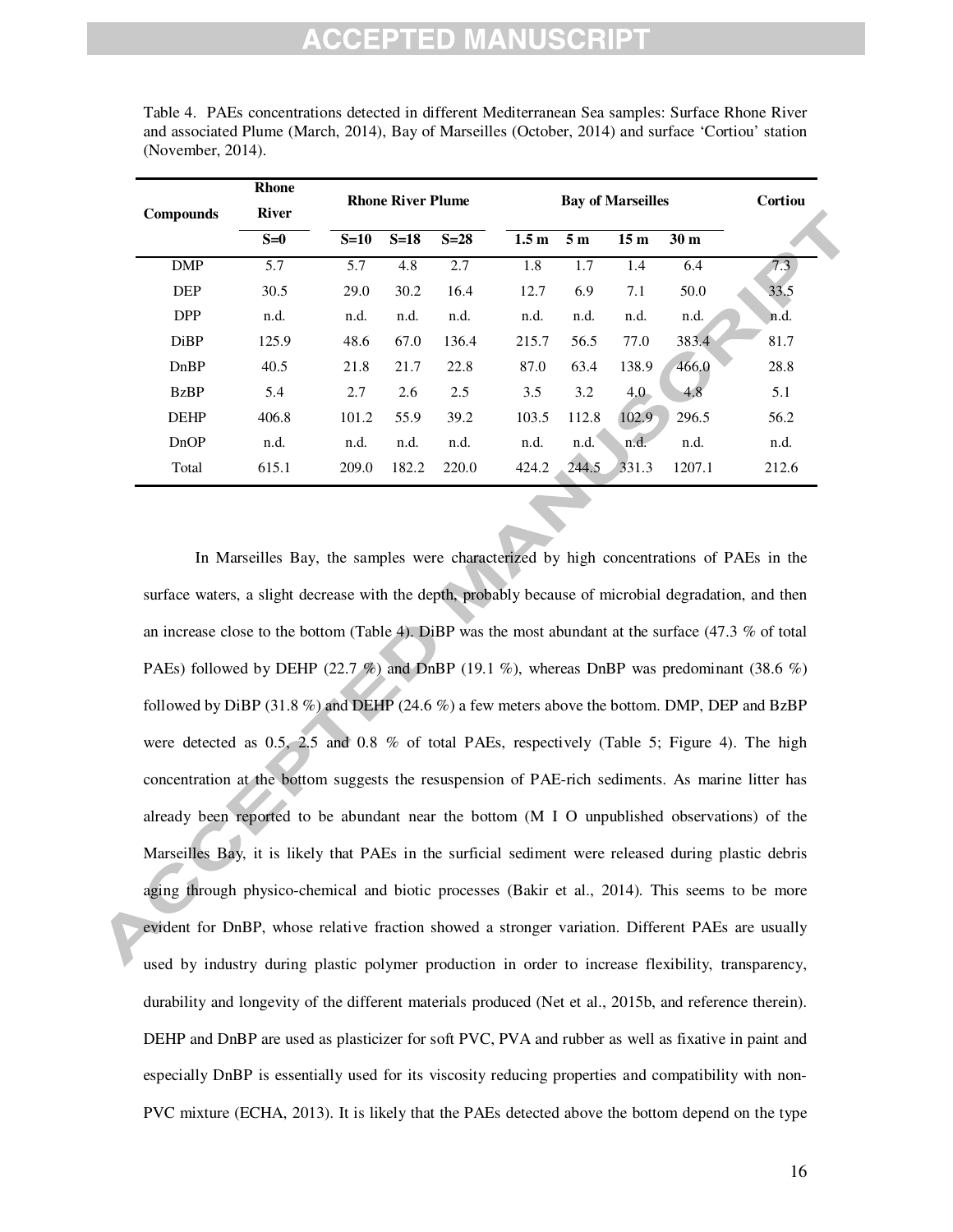Table 4. PAEs concentrations detected in different Mediterranean Sea samples: Surface Rhone River and associated Plume (March, 2014), Bay of Marseilles (October, 2014) and surface 'Cortiou' station (November, 2014).

| Compounds | Rhone River | Rhone River Plume | | | Bay of Marseilles | | | | Cortiou |
|---|---|---|---|---|---|---|---|---|---|
| | S=0 | S=10 | S=18 | S=28 | 1.5 m | 5 m | 15 m | 30 m | |
| DMP | 5.7 | 5.7 | 4.8 | 2.7 | 1.8 | 1.7 | 1.4 | 6.4 | 7.3 |
| DEP | 30.5 | 29.0 | 30.2 | 16.4 | 12.7 | 6.9 | 7.1 | 50.0 | 33.5 |
| DPP | n.d. | n.d. | n.d. | n.d. | n.d. | n.d. | n.d. | n.d. | n.d. |
| DiBP | 125.9 | 48.6 | 67.0 | 136.4 | 215.7 | 56.5 | 77.0 | 383.4 | 81.7 |
| DnBP | 40.5 | 21.8 | 21.7 | 22.8 | 87.0 | 63.4 | 138.9 | 466.0 | 28.8 |
| BzBP | 5.4 | 2.7 | 2.6 | 2.5 | 3.5 | 3.2 | 4.0 | 4.8 | 5.1 |
| DEHP | 406.8 | 101.2 | 55.9 | 39.2 | 103.5 | 112.8 | 102.9 | 296.5 | 56.2 |
| DnOP | n.d. | n.d. | n.d. | n.d. | n.d. | n.d. | n.d. | n.d. | n.d. |
| Total | 615.1 | 209.0 | 182.2 | 220.0 | 424.2 | 244.5 | 331.3 | 1207.1 | 212.6 |

In Marseilles Bay, the samples were characterized by high concentrations of PAEs in the surface waters, a slight decrease with the depth, probably because of microbial degradation, and then an increase close to the bottom (Table 4). DiBP was the most abundant at the surface (47.3 % of total PAEs) followed by DEHP (22.7 %) and DnBP (19.1 %), whereas DnBP was predominant (38.6 %) followed by DiBP (31.8 %) and DEHP (24.6 %) a few meters above the bottom. DMP, DEP and BzBP were detected as 0.5, 2.5 and 0.8 % of total PAEs, respectively (Table 5; Figure 4). The high concentration at the bottom suggests the resuspension of PAE-rich sediments. As marine litter has already been reported to be abundant near the bottom (M I O unpublished observations) of the Marseilles Bay, it is likely that PAEs in the surficial sediment were released during plastic debris aging through physico-chemical and biotic processes (Bakir et al., 2014). This seems to be more evident for DnBP, whose relative fraction showed a stronger variation. Different PAEs are usually used by industry during plastic polymer production in order to increase flexibility, transparency, durability and longevity of the different materials produced (Net et al., 2015b, and reference therein). DEHP and DnBP are used as plasticizer for soft PVC, PVA and rubber as well as fixative in paint and especially DnBP is essentially used for its viscosity reducing properties and compatibility with non-PVC mixture (ECHA, 2013). It is likely that the PAEs detected above the bottom depend on the type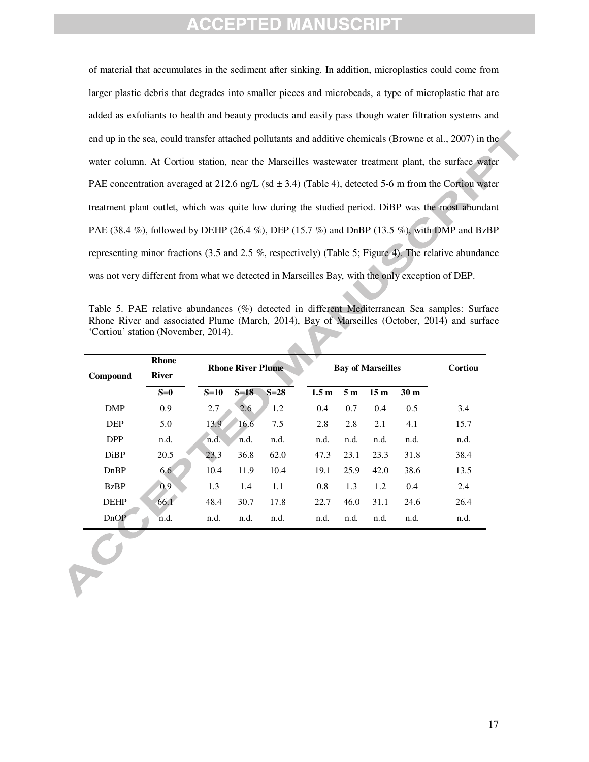of material that accumulates in the sediment after sinking. In addition, microplastics could come from larger plastic debris that degrades into smaller pieces and microbeads, a type of microplastic that are added as exfoliants to health and beauty products and easily pass though water filtration systems and end up in the sea, could transfer attached pollutants and additive chemicals (Browne et al., 2007) in the water column. At Cortiou station, near the Marseilles wastewater treatment plant, the surface water PAE concentration averaged at 212.6 ng/L (sd ± 3.4) (Table 4), detected 5-6 m from the Cortiou water treatment plant outlet, which was quite low during the studied period. DiBP was the most abundant PAE (38.4 %), followed by DEHP (26.4 %), DEP (15.7 %) and DnBP (13.5 %), with DMP and BzBP representing minor fractions (3.5 and 2.5 %, respectively) (Table 5; Figure 4). The relative abundance was not very different from what we detected in Marseilles Bay, with the only exception of DEP.

Table 5. PAE relative abundances (%) detected in different Mediterranean Sea samples: Surface Rhone River and associated Plume (March, 2014), Bay of Marseilles (October, 2014) and surface 'Cortiou' station (November, 2014).

| Compound | Rhone River | Rhone River Plume | | | Bay of Marseilles | | | | Cortiou |
|---|---|---|---|---|---|---|---|---|---|
| | S=0 | S=10 | S=18 | S=28 | 1.5 m | 5 m | 15 m | 30 m | |
| DMP | 0.9 | 2.7 | 2.6 | 1.2 | 0.4 | 0.7 | 0.4 | 0.5 | 3.4 |
| DEP | 5.0 | 13.9 | 16.6 | 7.5 | 2.8 | 2.8 | 2.1 | 4.1 | 15.7 |
| DPP | n.d. | n.d. | n.d. | n.d. | n.d. | n.d. | n.d. | n.d. | n.d. |
| DiBP | 20.5 | 23.3 | 36.8 | 62.0 | 47.3 | 23.1 | 23.3 | 31.8 | 38.4 |
| DnBP | 6.6 | 10.4 | 11.9 | 10.4 | 19.1 | 25.9 | 42.0 | 38.6 | 13.5 |
| BzBP | 0.9 | 1.3 | 1.4 | 1.1 | 0.8 | 1.3 | 1.2 | 0.4 | 2.4 |
| DEHP | 66.1 | 48.4 | 30.7 | 17.8 | 22.7 | 46.0 | 31.1 | 24.6 | 26.4 |
| DnOP | n.d. | n.d. | n.d. | n.d. | n.d. | n.d. | n.d. | n.d. | n.d. |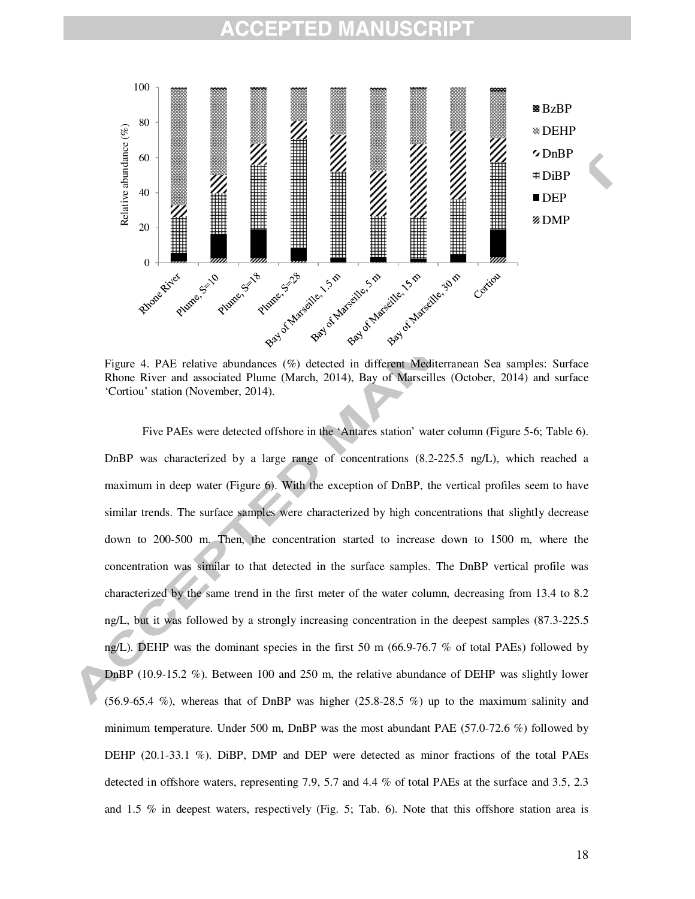Figure 4. PAE relative abundances (%) detected in different Mediterranean Sea samples: Surface Rhone River and associated Plume (March, 2014), Bay of Marseilles (October, 2014) and surface 'Cortiou' station (November, 2014).

Five PAEs were detected offshore in the 'Antares station' water column (Figure 5-6; Table 6). DnBP was characterized by a large range of concentrations (8.2-225.5 ng/L), which reached a maximum in deep water (Figure 6). With the exception of DnBP, the vertical profiles seem to have similar trends. The surface samples were characterized by high concentrations that slightly decrease down to 200-500 m. Then, the concentration started to increase down to 1500 m, where the concentration was similar to that detected in the surface samples. The DnBP vertical profile was characterized by the same trend in the first meter of the water column, decreasing from 13.4 to 8.2 ng/L, but it was followed by a strongly increasing concentration in the deepest samples (87.3-225.5 ng/L). DEHP was the dominant species in the first 50 m (66.9-76.7 % of total PAEs) followed by DnBP (10.9-15.2 %). Between 100 and 250 m, the relative abundance of DEHP was slightly lower (56.9-65.4 %), whereas that of DnBP was higher (25.8-28.5 %) up to the maximum salinity and minimum temperature. Under 500 m, DnBP was the most abundant PAE (57.0-72.6 %) followed by DEHP (20.1-33.1 %). DiBP, DMP and DEP were detected as minor fractions of the total PAEs detected in offshore waters, representing 7.9, 5.7 and 4.4 % of total PAEs at the surface and 3.5, 2.3 and 1.5 % in deepest waters, respectively (Fig. 5; Tab. 6). Note that this offshore station area is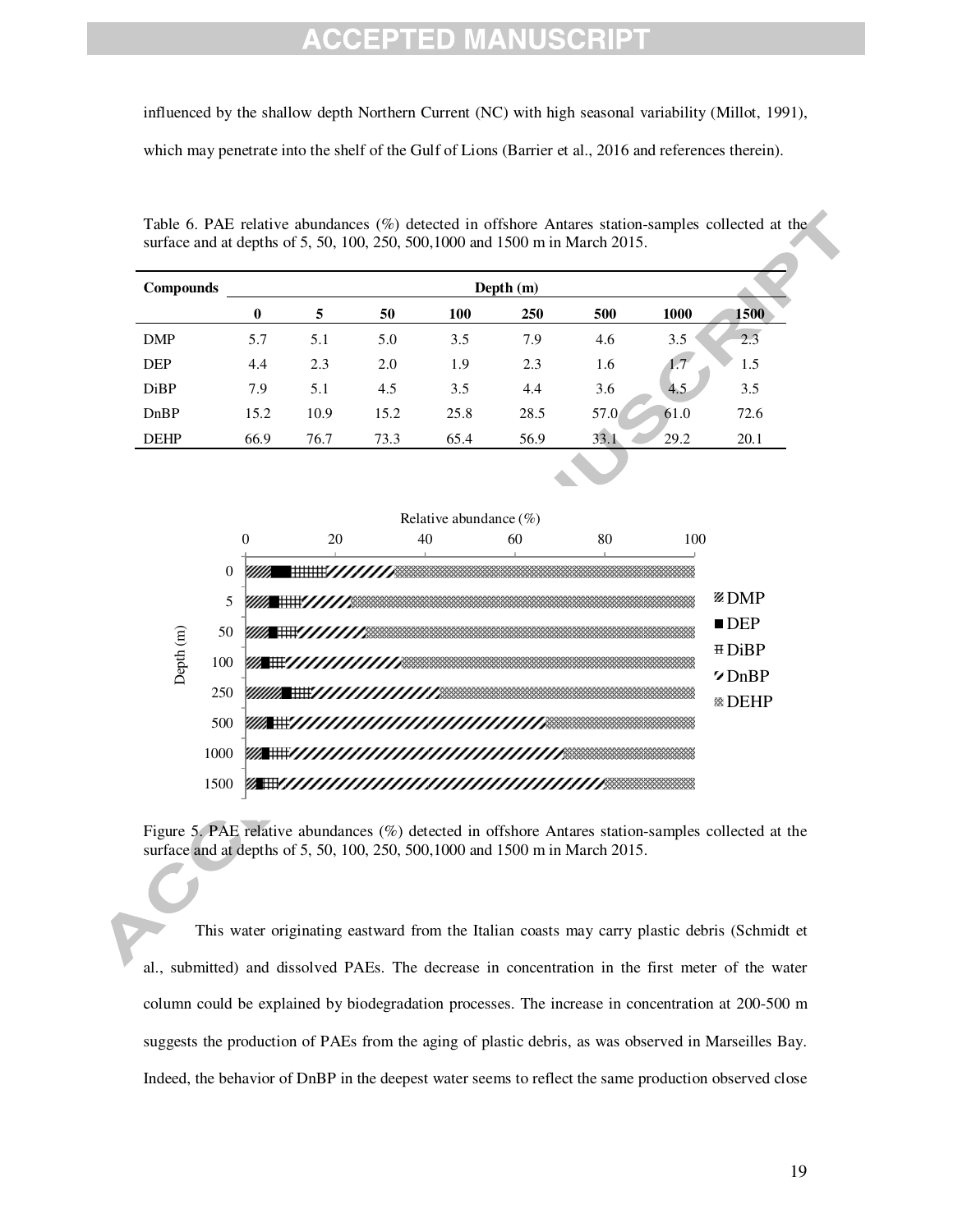influenced by the shallow depth Northern Current (NC) with high seasonal variability (Millot, 1991), which may penetrate into the shelf of the Gulf of Lions (Barrier et al., 2016 and references therein).

Table 6. PAE relative abundances (%) detected in offshore Antares station-samples collected at the surface and at depths of 5, 50, 100, 250, 500,1000 and 1500 m in March 2015.

| Compounds | Depth (m) | | | | | | | |
|---|---|---|---|---|---|---|---|---|
| | **0** | **5** | **50** | **100** | **250** | **500** | **1000** | **1500** |
| DMP | 5.7 | 5.1 | 5.0 | 3.5 | 7.9 | 4.6 | 3.5 | 2.3 |
| DEP | 4.4 | 2.3 | 2.0 | 1.9 | 2.3 | 1.6 | 1.7 | 1.5 |
| DiBP | 7.9 | 5.1 | 4.5 | 3.5 | 4.4 | 3.6 | 4.5 | 3.5 |
| DnBP | 15.2 | 10.9 | 15.2 | 25.8 | 28.5 | 57.0 | 61.0 | 72.6 |
| DEHP | 66.9 | 76.7 | 73.3 | 65.4 | 56.9 | 33.1 | 29.2 | 20.1 |

Figure 5. PAE relative abundances (%) detected in offshore Antares station-samples collected at the surface and at depths of 5, 50, 100, 250, 500,1000 and 1500 m in March 2015.

This water originating eastward from the Italian coasts may carry plastic debris (Schmidt et al., submitted) and dissolved PAEs. The decrease in concentration in the first meter of the water column could be explained by biodegradation processes. The increase in concentration at 200-500 m suggests the production of PAEs from the aging of plastic debris, as was observed in Marseilles Bay. Indeed, the behavior of DnBP in the deepest water seems to reflect the same production observed close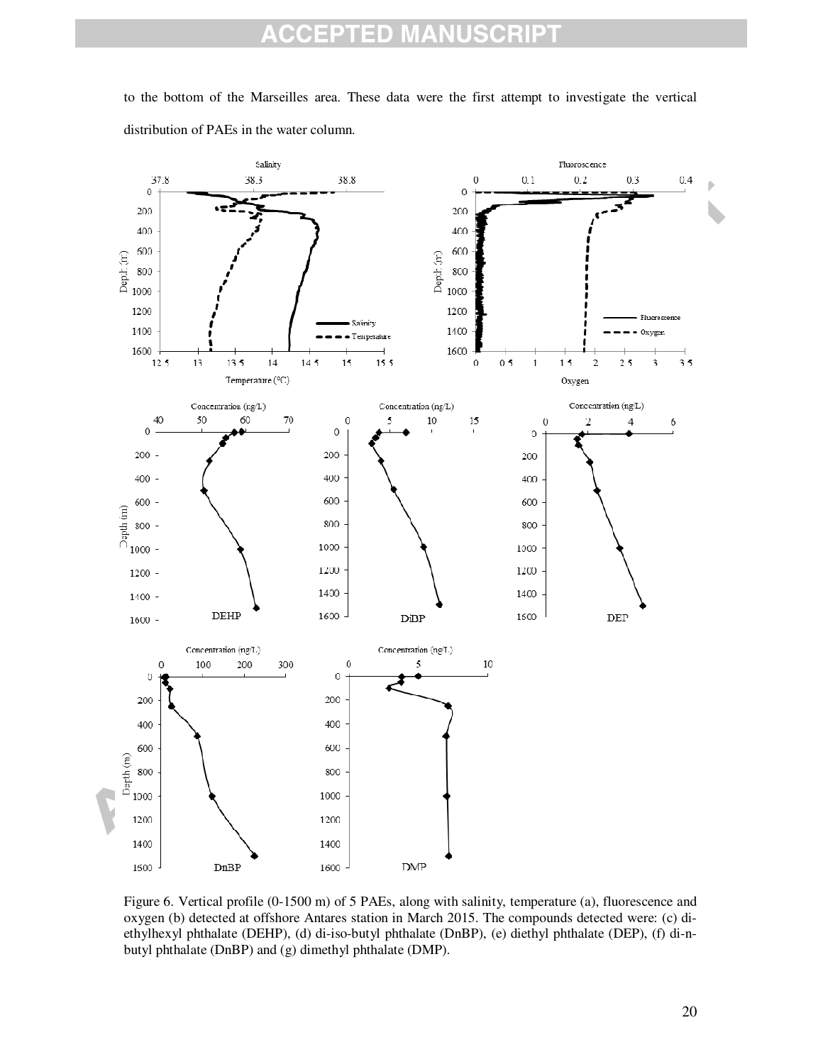to the bottom of the Marseilles area. These data were the first attempt to investigate the vertical distribution of PAEs in the water column.

Figure 6. Vertical profile (0-1500 m) of 5 PAEs, along with salinity, temperature (a), fluorescence and oxygen (b) detected at offshore Antares station in March 2015. The compounds detected were: (c) di-ethylhexyl phthalate (DEHP), (d) di-iso-butyl phthalate (DnBP), (e) diethyl phthalate (DEP), (f) di-n-butyl phthalate (DnBP) and (g) dimethyl phthalate (DMP).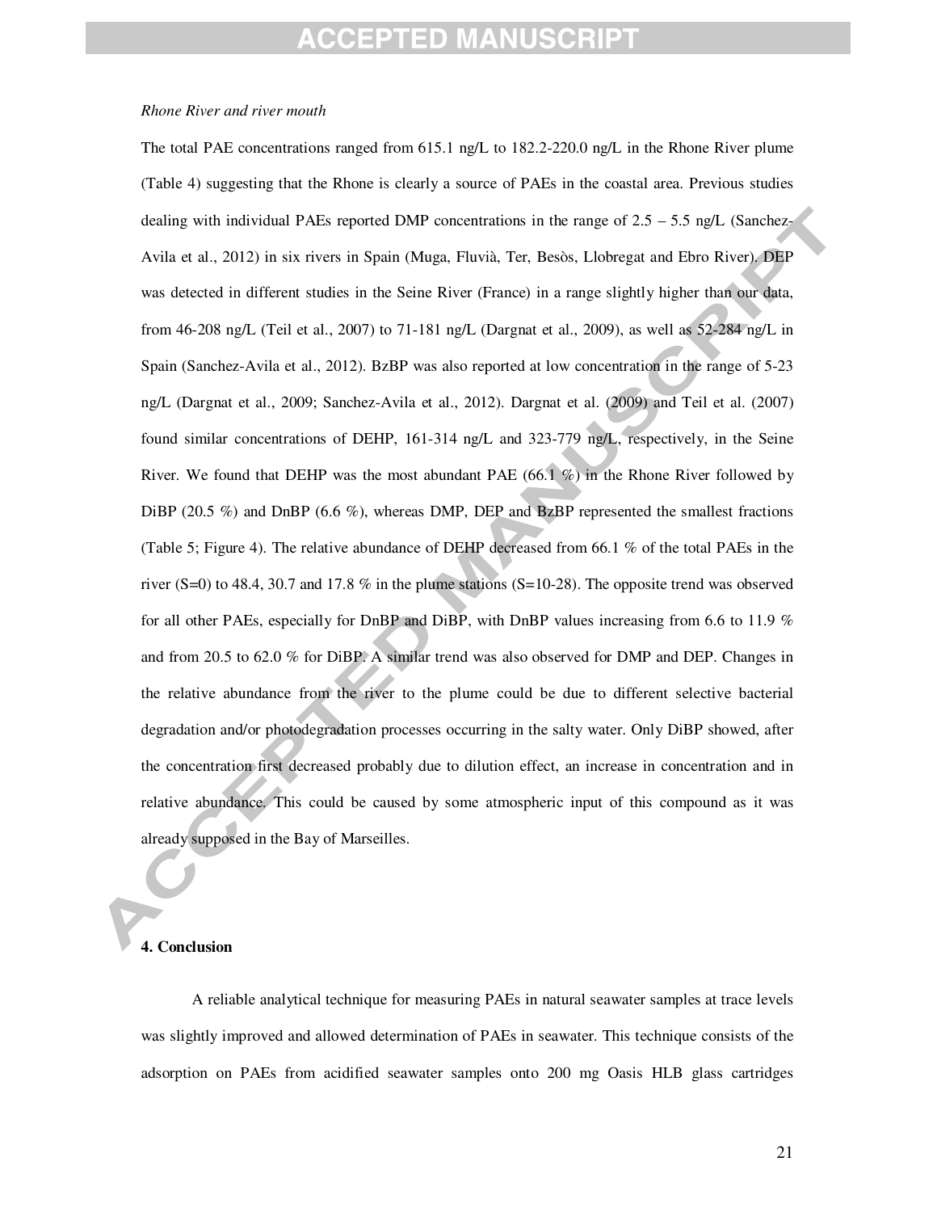*Rhone River and river mouth*

The total PAE concentrations ranged from 615.1 ng/L to 182.2-220.0 ng/L in the Rhone River plume (Table 4) suggesting that the Rhone is clearly a source of PAEs in the coastal area. Previous studies dealing with individual PAEs reported DMP concentrations in the range of 2.5 – 5.5 ng/L (Sanchez-Avila et al., 2012) in six rivers in Spain (Muga, Fluvià, Ter, Besòs, Llobregat and Ebro River). DEP was detected in different studies in the Seine River (France) in a range slightly higher than our data, from 46-208 ng/L (Teil et al., 2007) to 71-181 ng/L (Dargnat et al., 2009), as well as 52-284 ng/L in Spain (Sanchez-Avila et al., 2012). BzBP was also reported at low concentration in the range of 5-23 ng/L (Dargnat et al., 2009; Sanchez-Avila et al., 2012). Dargnat et al. (2009) and Teil et al. (2007) found similar concentrations of DEHP, 161-314 ng/L and 323-779 ng/L, respectively, in the Seine River. We found that DEHP was the most abundant PAE (66.1 %) in the Rhone River followed by DiBP (20.5 %) and DnBP (6.6 %), whereas DMP, DEP and BzBP represented the smallest fractions (Table 5; Figure 4). The relative abundance of DEHP decreased from 66.1 % of the total PAEs in the river (S=0) to 48.4, 30.7 and 17.8 % in the plume stations (S=10-28). The opposite trend was observed for all other PAEs, especially for DnBP and DiBP, with DnBP values increasing from 6.6 to 11.9 % and from 20.5 to 62.0 % for DiBP. A similar trend was also observed for DMP and DEP. Changes in the relative abundance from the river to the plume could be due to different selective bacterial degradation and/or photodegradation processes occurring in the salty water. Only DiBP showed, after the concentration first decreased probably due to dilution effect, an increase in concentration and in relative abundance. This could be caused by some atmospheric input of this compound as it was already supposed in the Bay of Marseilles.

## 4. Conclusion

A reliable analytical technique for measuring PAEs in natural seawater samples at trace levels was slightly improved and allowed determination of PAEs in seawater. This technique consists of the adsorption on PAEs from acidified seawater samples onto 200 mg Oasis HLB glass cartridges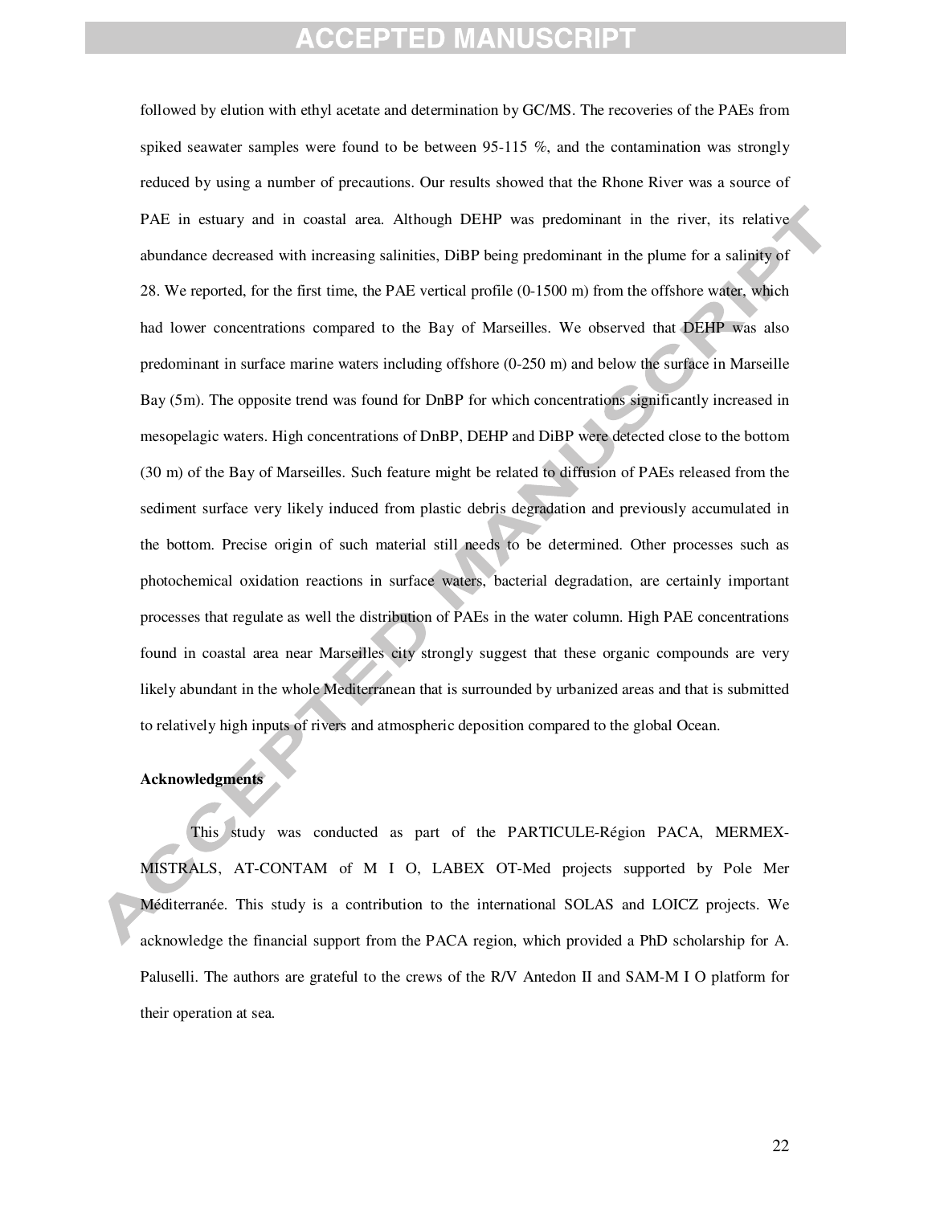followed by elution with ethyl acetate and determination by GC/MS. The recoveries of the PAEs from spiked seawater samples were found to be between 95-115 %, and the contamination was strongly reduced by using a number of precautions. Our results showed that the Rhone River was a source of PAE in estuary and in coastal area. Although DEHP was predominant in the river, its relative abundance decreased with increasing salinities, DiBP being predominant in the plume for a salinity of 28. We reported, for the first time, the PAE vertical profile (0-1500 m) from the offshore water, which had lower concentrations compared to the Bay of Marseilles. We observed that DEHP was also predominant in surface marine waters including offshore (0-250 m) and below the surface in Marseille Bay (5m). The opposite trend was found for DnBP for which concentrations significantly increased in mesopelagic waters. High concentrations of DnBP, DEHP and DiBP were detected close to the bottom (30 m) of the Bay of Marseilles. Such feature might be related to diffusion of PAEs released from the sediment surface very likely induced from plastic debris degradation and previously accumulated in the bottom. Precise origin of such material still needs to be determined. Other processes such as photochemical oxidation reactions in surface waters, bacterial degradation, are certainly important processes that regulate as well the distribution of PAEs in the water column. High PAE concentrations found in coastal area near Marseilles city strongly suggest that these organic compounds are very likely abundant in the whole Mediterranean that is surrounded by urbanized areas and that is submitted to relatively high inputs of rivers and atmospheric deposition compared to the global Ocean.

**Acknowledgments**

This study was conducted as part of the PARTICULE-Région PACA, MERMEX-MISTRALS, AT-CONTAM of M I O, LABEX OT-Med projects supported by Pole Mer Méditerranée. This study is a contribution to the international SOLAS and LOICZ projects. We acknowledge the financial support from the PACA region, which provided a PhD scholarship for A. Paluselli. The authors are grateful to the crews of the R/V Antedon II and SAM-M I O platform for their operation at sea.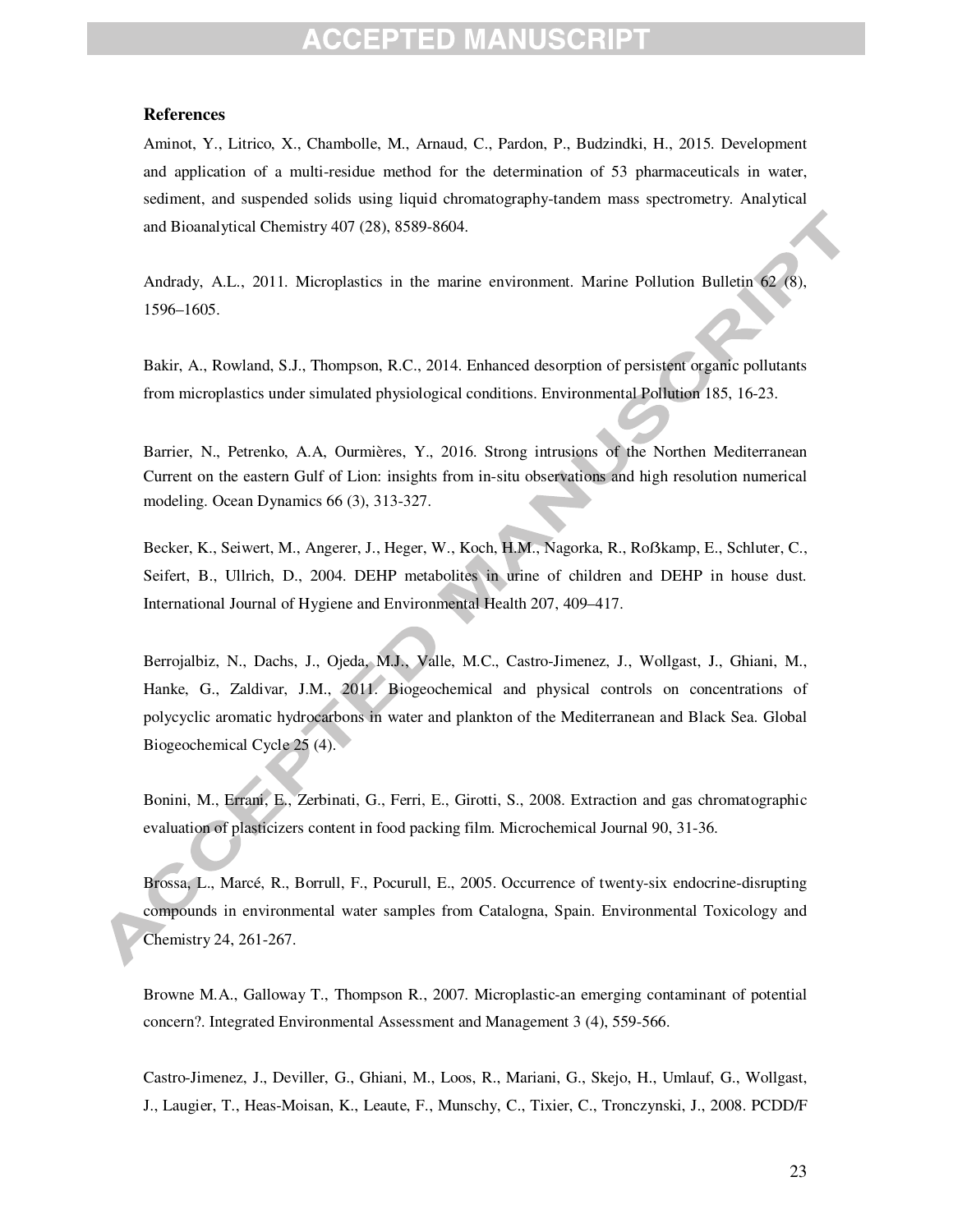### References

Aminot, Y., Litrico, X., Chambolle, M., Arnaud, C., Pardon, P., Budzindki, H., 2015. Development and application of a multi-residue method for the determination of 53 pharmaceuticals in water, sediment, and suspended solids using liquid chromatography-tandem mass spectrometry. Analytical and Bioanalytical Chemistry 407 (28), 8589-8604.

Andrady, A.L., 2011. Microplastics in the marine environment. Marine Pollution Bulletin 62 (8), 1596–1605.

Bakir, A., Rowland, S.J., Thompson, R.C., 2014. Enhanced desorption of persistent organic pollutants from microplastics under simulated physiological conditions. Environmental Pollution 185, 16-23.

Barrier, N., Petrenko, A.A, Ourmières, Y., 2016. Strong intrusions of the Northen Mediterranean Current on the eastern Gulf of Lion: insights from in-situ observations and high resolution numerical modeling. Ocean Dynamics 66 (3), 313-327.

Becker, K., Seiwert, M., Angerer, J., Heger, W., Koch, H.M., Nagorka, R., Roßkamp, E., Schluter, C., Seifert, B., Ullrich, D., 2004. DEHP metabolites in urine of children and DEHP in house dust. International Journal of Hygiene and Environmental Health 207, 409–417.

Berrojalbiz, N., Dachs, J., Ojeda, M.J., Valle, M.C., Castro-Jimenez, J., Wollgast, J., Ghiani, M., Hanke, G., Zaldivar, J.M., 2011. Biogeochemical and physical controls on concentrations of polycyclic aromatic hydrocarbons in water and plankton of the Mediterranean and Black Sea. Global Biogeochemical Cycle 25 (4).

Bonini, M., Errani, E., Zerbinati, G., Ferri, E., Girotti, S., 2008. Extraction and gas chromatographic evaluation of plasticizers content in food packing film. Microchemical Journal 90, 31-36.

Brossa, L., Marcé, R., Borrull, F., Pocurull, E., 2005. Occurrence of twenty-six endocrine-disrupting compounds in environmental water samples from Catalogna, Spain. Environmental Toxicology and Chemistry 24, 261-267.

Browne M.A., Galloway T., Thompson R., 2007. Microplastic-an emerging contaminant of potential concern?. Integrated Environmental Assessment and Management 3 (4), 559-566.

Castro-Jimenez, J., Deviller, G., Ghiani, M., Loos, R., Mariani, G., Skejo, H., Umlauf, G., Wollgast, J., Laugier, T., Heas-Moisan, K., Leaute, F., Munschy, C., Tixier, C., Tronczynski, J., 2008. PCDD/F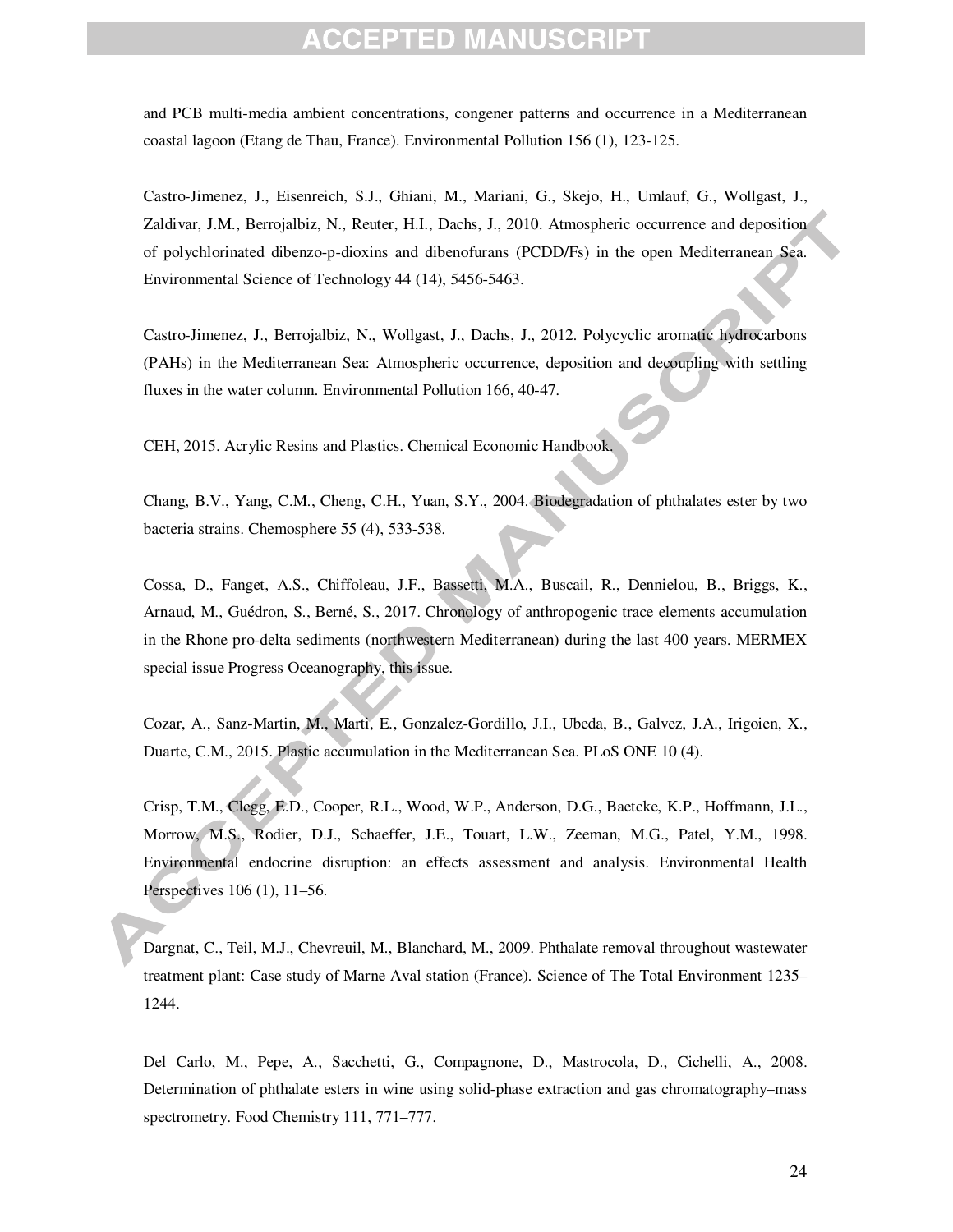and PCB multi-media ambient concentrations, congener patterns and occurrence in a Mediterranean coastal lagoon (Etang de Thau, France). Environmental Pollution 156 (1), 123-125.

Castro-Jimenez, J., Eisenreich, S.J., Ghiani, M., Mariani, G., Skejo, H., Umlauf, G., Wollgast, J., Zaldivar, J.M., Berrojalbiz, N., Reuter, H.I., Dachs, J., 2010. Atmospheric occurrence and deposition of polychlorinated dibenzo-p-dioxins and dibenofurans (PCDD/Fs) in the open Mediterranean Sea. Environmental Science of Technology 44 (14), 5456-5463.

Castro-Jimenez, J., Berrojalbiz, N., Wollgast, J., Dachs, J., 2012. Polycyclic aromatic hydrocarbons (PAHs) in the Mediterranean Sea: Atmospheric occurrence, deposition and decoupling with settling fluxes in the water column. Environmental Pollution 166, 40-47.

CEH, 2015. Acrylic Resins and Plastics. Chemical Economic Handbook.

Chang, B.V., Yang, C.M., Cheng, C.H., Yuan, S.Y., 2004. Biodegradation of phthalates ester by two bacteria strains. Chemosphere 55 (4), 533-538.

Cossa, D., Fanget, A.S., Chiffoleau, J.F., Bassetti, M.A., Buscail, R., Dennielou, B., Briggs, K., Arnaud, M., Guédron, S., Berné, S., 2017. Chronology of anthropogenic trace elements accumulation in the Rhone pro-delta sediments (northwestern Mediterranean) during the last 400 years. MERMEX special issue Progress Oceanography, this issue.

Cozar, A., Sanz-Martin, M., Marti, E., Gonzalez-Gordillo, J.I., Ubeda, B., Galvez, J.A., Irigoien, X., Duarte, C.M., 2015. Plastic accumulation in the Mediterranean Sea. PLoS ONE 10 (4).

Crisp, T.M., Clegg, E.D., Cooper, R.L., Wood, W.P., Anderson, D.G., Baetcke, K.P., Hoffmann, J.L., Morrow, M.S., Rodier, D.J., Schaeffer, J.E., Touart, L.W., Zeeman, M.G., Patel, Y.M., 1998. Environmental endocrine disruption: an effects assessment and analysis. Environmental Health Perspectives 106 (1), 11–56.

Dargnat, C., Teil, M.J., Chevreuil, M., Blanchard, M., 2009. Phthalate removal throughout wastewater treatment plant: Case study of Marne Aval station (France). Science of The Total Environment 1235–1244.

Del Carlo, M., Pepe, A., Sacchetti, G., Compagnone, D., Mastrocola, D., Cichelli, A., 2008. Determination of phthalate esters in wine using solid-phase extraction and gas chromatography–mass spectrometry. Food Chemistry 111, 771–777.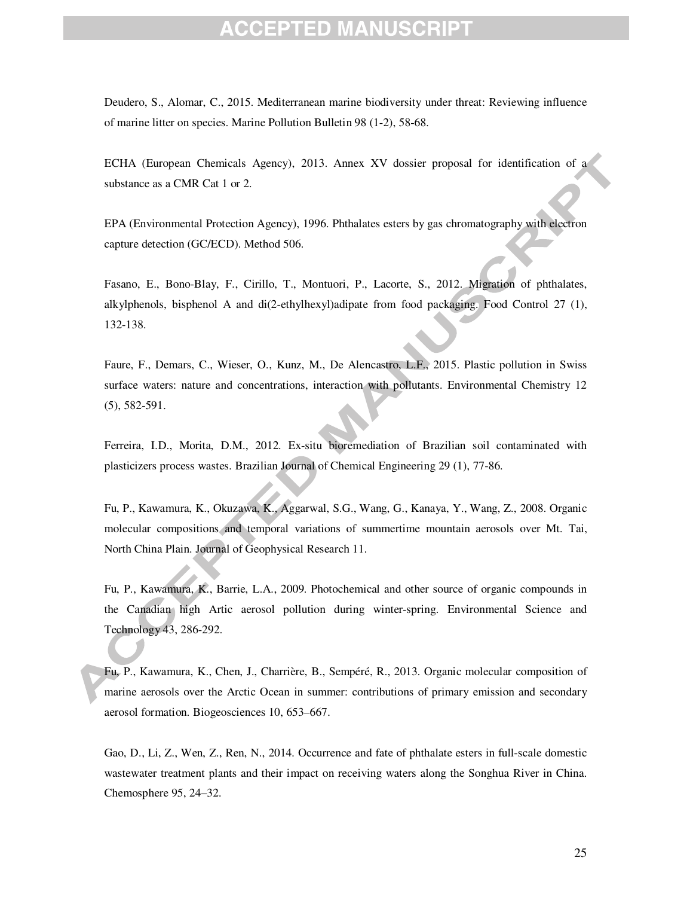Deudero, S., Alomar, C., 2015. Mediterranean marine biodiversity under threat: Reviewing influence of marine litter on species. Marine Pollution Bulletin 98 (1-2), 58-68.

ECHA (European Chemicals Agency), 2013. Annex XV dossier proposal for identification of a substance as a CMR Cat 1 or 2.

EPA (Environmental Protection Agency), 1996. Phthalates esters by gas chromatography with electron capture detection (GC/ECD). Method 506.

Fasano, E., Bono-Blay, F., Cirillo, T., Montuori, P., Lacorte, S., 2012. Migration of phthalates, alkylphenols, bisphenol A and di(2-ethylhexyl)adipate from food packaging. Food Control 27 (1), 132-138.

Faure, F., Demars, C., Wieser, O., Kunz, M., De Alencastro, L.F., 2015. Plastic pollution in Swiss surface waters: nature and concentrations, interaction with pollutants. Environmental Chemistry 12 (5), 582-591.

Ferreira, I.D., Morita, D.M., 2012. Ex-situ bioremediation of Brazilian soil contaminated with plasticizers process wastes. Brazilian Journal of Chemical Engineering 29 (1), 77-86.

Fu, P., Kawamura, K., Okuzawa, K., Aggarwal, S.G., Wang, G., Kanaya, Y., Wang, Z., 2008. Organic molecular compositions and temporal variations of summertime mountain aerosols over Mt. Tai, North China Plain. Journal of Geophysical Research 11.

Fu, P., Kawamura, K., Barrie, L.A., 2009. Photochemical and other source of organic compounds in the Canadian high Artic aerosol pollution during winter-spring. Environmental Science and Technology 43, 286-292.

Fu, P., Kawamura, K., Chen, J., Charrière, B., Sempéré, R., 2013. Organic molecular composition of marine aerosols over the Arctic Ocean in summer: contributions of primary emission and secondary aerosol formation. Biogeosciences 10, 653–667.

Gao, D., Li, Z., Wen, Z., Ren, N., 2014. Occurrence and fate of phthalate esters in full-scale domestic wastewater treatment plants and their impact on receiving waters along the Songhua River in China. Chemosphere 95, 24–32.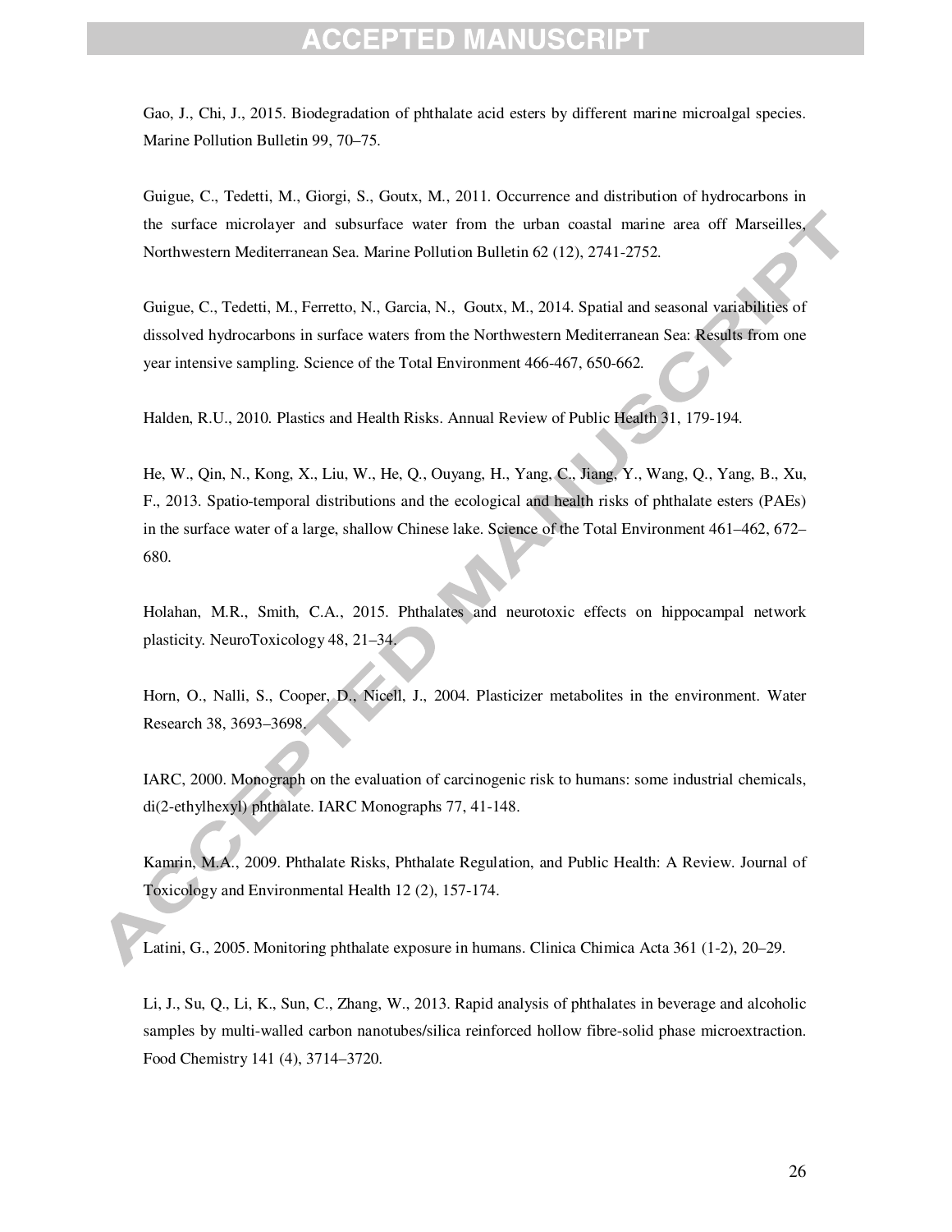Gao, J., Chi, J., 2015. Biodegradation of phthalate acid esters by different marine microalgal species. Marine Pollution Bulletin 99, 70–75.

Guigue, C., Tedetti, M., Giorgi, S., Goutx, M., 2011. Occurrence and distribution of hydrocarbons in the surface microlayer and subsurface water from the urban coastal marine area off Marseilles, Northwestern Mediterranean Sea. Marine Pollution Bulletin 62 (12), 2741-2752.

Guigue, C., Tedetti, M., Ferretto, N., Garcia, N., Goutx, M., 2014. Spatial and seasonal variabilities of dissolved hydrocarbons in surface waters from the Northwestern Mediterranean Sea: Results from one year intensive sampling. Science of the Total Environment 466-467, 650-662.

Halden, R.U., 2010. Plastics and Health Risks. Annual Review of Public Health 31, 179-194.

He, W., Qin, N., Kong, X., Liu, W., He, Q., Ouyang, H., Yang, C., Jiang, Y., Wang, Q., Yang, B., Xu, F., 2013. Spatio-temporal distributions and the ecological and health risks of phthalate esters (PAEs) in the surface water of a large, shallow Chinese lake. Science of the Total Environment 461–462, 672–680.

Holahan, M.R., Smith, C.A., 2015. Phthalates and neurotoxic effects on hippocampal network plasticity. NeuroToxicology 48, 21–34.

Horn, O., Nalli, S., Cooper, D., Nicell, J., 2004. Plasticizer metabolites in the environment. Water Research 38, 3693–3698.

IARC, 2000. Monograph on the evaluation of carcinogenic risk to humans: some industrial chemicals, di(2-ethylhexyl) phthalate. IARC Monographs 77, 41-148.

Kamrin, M.A., 2009. Phthalate Risks, Phthalate Regulation, and Public Health: A Review. Journal of Toxicology and Environmental Health 12 (2), 157-174.

Latini, G., 2005. Monitoring phthalate exposure in humans. Clinica Chimica Acta 361 (1-2), 20–29.

Li, J., Su, Q., Li, K., Sun, C., Zhang, W., 2013. Rapid analysis of phthalates in beverage and alcoholic samples by multi-walled carbon nanotubes/silica reinforced hollow fibre-solid phase microextraction. Food Chemistry 141 (4), 3714–3720.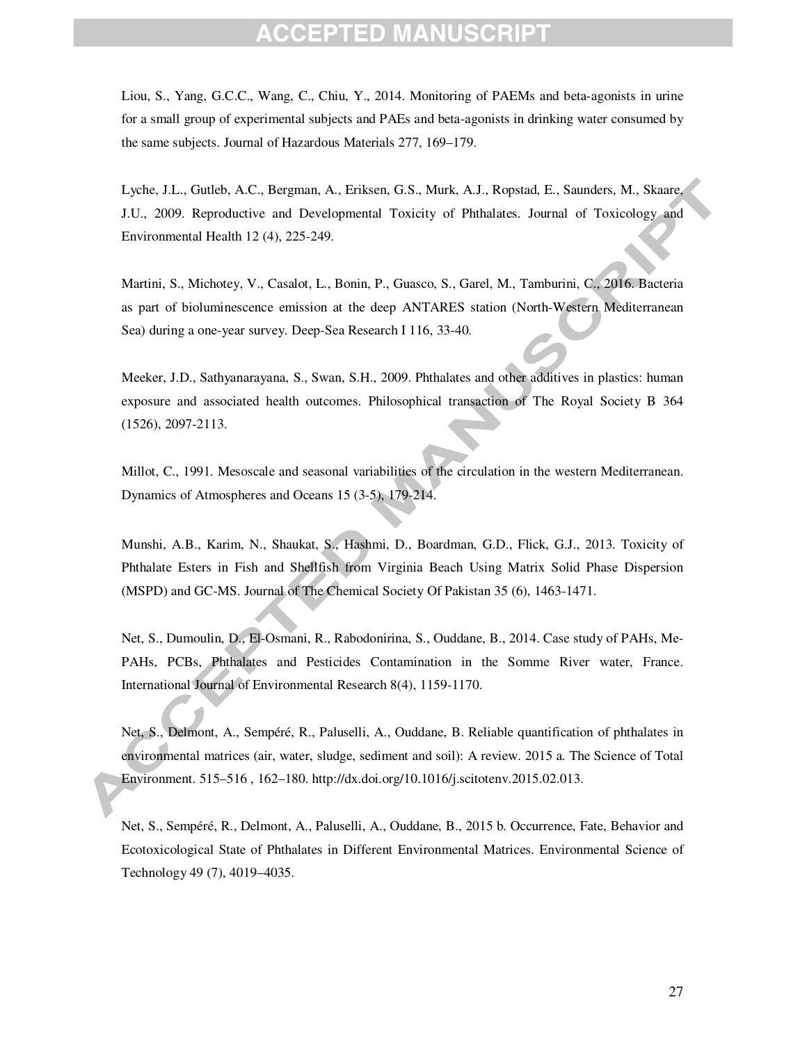Liou, S., Yang, G.C.C., Wang, C., Chiu, Y., 2014. Monitoring of PAEMs and beta-agonists in urine for a small group of experimental subjects and PAEs and beta-agonists in drinking water consumed by the same subjects. Journal of Hazardous Materials 277, 169–179.

Lyche, J.L., Gutleb, A.C., Bergman, A., Eriksen, G.S., Murk, A.J., Ropstad, E., Saunders, M., Skaare, J.U., 2009. Reproductive and Developmental Toxicity of Phthalates. Journal of Toxicology and Environmental Health 12 (4), 225-249.

Martini, S., Michotey, V., Casalot, L., Bonin, P., Guasco, S., Garel, M., Tamburini, C., 2016. Bacteria as part of bioluminescence emission at the deep ANTARES station (North-Western Mediterranean Sea) during a one-year survey. Deep-Sea Research I 116, 33-40.

Meeker, J.D., Sathyanarayana, S., Swan, S.H., 2009. Phthalates and other additives in plastics: human exposure and associated health outcomes. Philosophical transaction of The Royal Society B 364 (1526), 2097-2113.

Millot, C., 1991. Mesoscale and seasonal variabilities of the circulation in the western Mediterranean. Dynamics of Atmospheres and Oceans 15 (3-5), 179-214.

Munshi, A.B., Karim, N., Shaukat, S., Hashmi, D., Boardman, G.D., Flick, G.J., 2013. Toxicity of Phthalate Esters in Fish and Shellfish from Virginia Beach Using Matrix Solid Phase Dispersion (MSPD) and GC-MS. Journal of The Chemical Society Of Pakistan 35 (6), 1463-1471.

Net, S., Dumoulin, D., El-Osmani, R., Rabodonirina, S., Ouddane, B., 2014. Case study of PAHs, Me-PAHs, PCBs, Phthalates and Pesticides Contamination in the Somme River water, France. International Journal of Environmental Research 8(4), 1159-1170.

Net, S., Delmont, A., Sempéré, R., Paluselli, A., Ouddane, B. Reliable quantification of phthalates in environmental matrices (air, water, sludge, sediment and soil): A review. 2015 a. The Science of Total Environment. 515–516 , 162–180. http://dx.doi.org/10.1016/j.scitotenv.2015.02.013.

Net, S., Sempéré, R., Delmont, A., Paluselli, A., Ouddane, B., 2015 b. Occurrence, Fate, Behavior and Ecotoxicological State of Phthalates in Different Environmental Matrices. Environmental Science of Technology 49 (7), 4019–4035.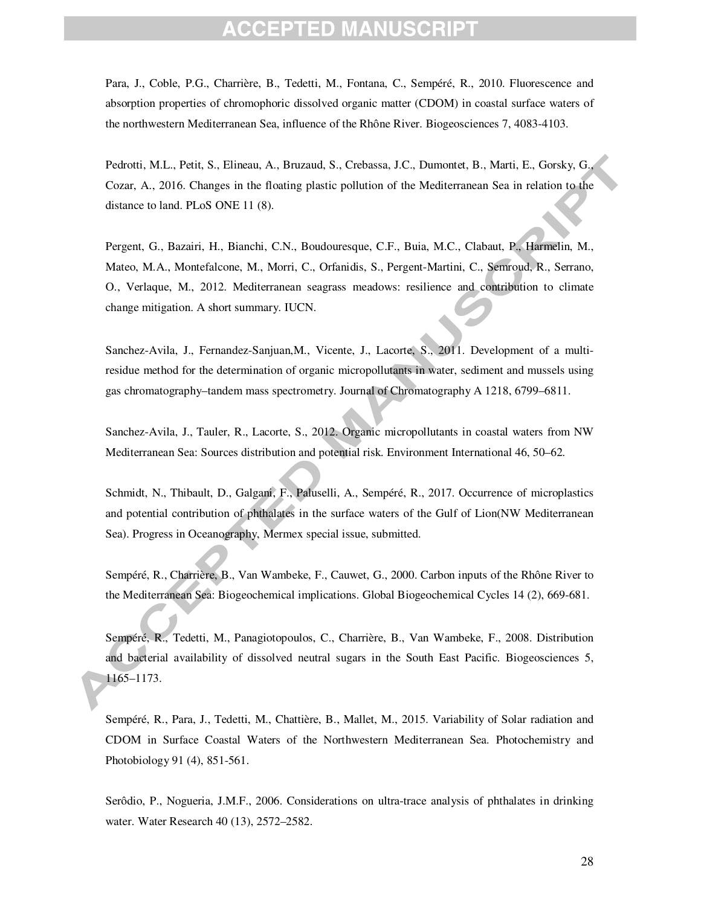Para, J., Coble, P.G., Charrière, B., Tedetti, M., Fontana, C., Sempéré, R., 2010. Fluorescence and absorption properties of chromophoric dissolved organic matter (CDOM) in coastal surface waters of the northwestern Mediterranean Sea, influence of the Rhône River. Biogeosciences 7, 4083-4103.

Pedrotti, M.L., Petit, S., Elineau, A., Bruzaud, S., Crebassa, J.C., Dumontet, B., Marti, E., Gorsky, G., Cozar, A., 2016. Changes in the floating plastic pollution of the Mediterranean Sea in relation to the distance to land. PLoS ONE 11 (8).

Pergent, G., Bazairi, H., Bianchi, C.N., Boudouresque, C.F., Buia, M.C., Clabaut, P., Harmelin, M., Mateo, M.A., Montefalcone, M., Morri, C., Orfanidis, S., Pergent-Martini, C., Semroud, R., Serrano, O., Verlaque, M., 2012. Mediterranean seagrass meadows: resilience and contribution to climate change mitigation. A short summary. IUCN.

Sanchez-Avila, J., Fernandez-Sanjuan,M., Vicente, J., Lacorte, S., 2011. Development of a multi-residue method for the determination of organic micropollutants in water, sediment and mussels using gas chromatography–tandem mass spectrometry. Journal of Chromatography A 1218, 6799–6811.

Sanchez-Avila, J., Tauler, R., Lacorte, S., 2012. Organic micropollutants in coastal waters from NW Mediterranean Sea: Sources distribution and potential risk. Environment International 46, 50–62.

Schmidt, N., Thibault, D., Galgani, F., Paluselli, A., Sempéré, R., 2017. Occurrence of microplastics and potential contribution of phthalates in the surface waters of the Gulf of Lion(NW Mediterranean Sea). Progress in Oceanography, Mermex special issue, submitted.

Sempéré, R., Charrière, B., Van Wambeke, F., Cauwet, G., 2000. Carbon inputs of the Rhône River to the Mediterranean Sea: Biogeochemical implications. Global Biogeochemical Cycles 14 (2), 669-681.

Sempéré, R., Tedetti, M., Panagiotopoulos, C., Charrière, B., Van Wambeke, F., 2008. Distribution and bacterial availability of dissolved neutral sugars in the South East Pacific. Biogeosciences 5, 1165–1173.

Sempéré, R., Para, J., Tedetti, M., Chattière, B., Mallet, M., 2015. Variability of Solar radiation and CDOM in Surface Coastal Waters of the Northwestern Mediterranean Sea. Photochemistry and Photobiology 91 (4), 851-561.

Serôdio, P., Nogueria, J.M.F., 2006. Considerations on ultra-trace analysis of phthalates in drinking water. Water Research 40 (13), 2572–2582.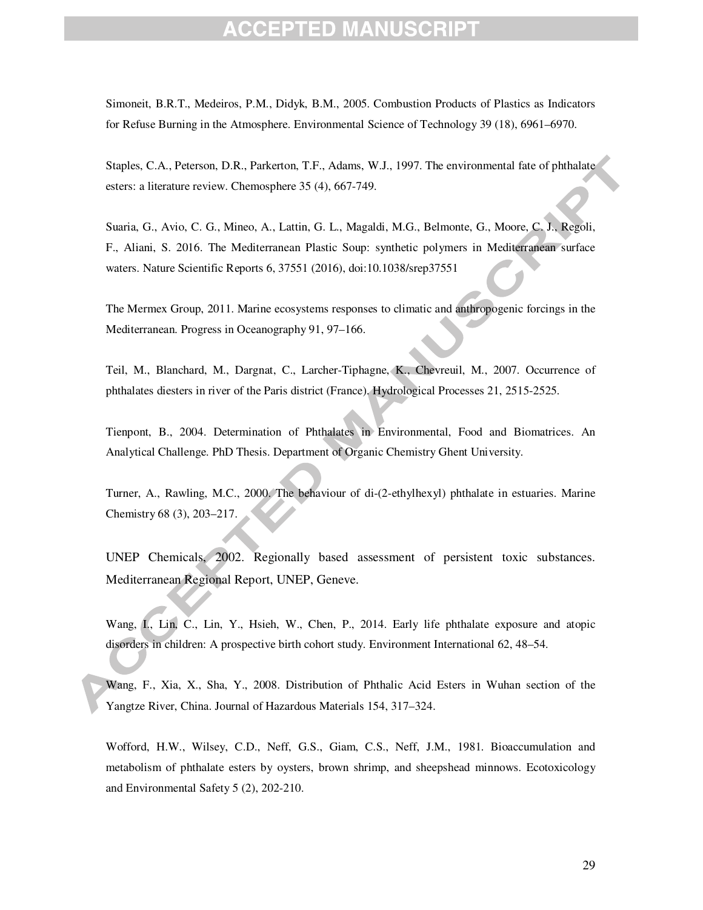Simoneit, B.R.T., Medeiros, P.M., Didyk, B.M., 2005. Combustion Products of Plastics as Indicators for Refuse Burning in the Atmosphere. Environmental Science of Technology 39 (18), 6961–6970.

Staples, C.A., Peterson, D.R., Parkerton, T.F., Adams, W.J., 1997. The environmental fate of phthalate esters: a literature review. Chemosphere 35 (4), 667-749.

Suaria, G., Avio, C. G., Mineo, A., Lattin, G. L., Magaldi, M.G., Belmonte, G., Moore, C. J., Regoli, F., Aliani, S. 2016. The Mediterranean Plastic Soup: synthetic polymers in Mediterranean surface waters. Nature Scientific Reports 6, 37551 (2016), doi:10.1038/srep37551

The Mermex Group, 2011. Marine ecosystems responses to climatic and anthropogenic forcings in the Mediterranean. Progress in Oceanography 91, 97–166.

Teil, M., Blanchard, M., Dargnat, C., Larcher-Tiphagne, K., Chevreuil, M., 2007. Occurrence of phthalates diesters in river of the Paris district (France). Hydrological Processes 21, 2515-2525.

Tienpont, B., 2004. Determination of Phthalates in Environmental, Food and Biomatrices. An Analytical Challenge. PhD Thesis. Department of Organic Chemistry Ghent University.

Turner, A., Rawling, M.C., 2000. The behaviour of di-(2-ethylhexyl) phthalate in estuaries. Marine Chemistry 68 (3), 203–217.

UNEP Chemicals, 2002. Regionally based assessment of persistent toxic substances. Mediterranean Regional Report, UNEP, Geneve.

Wang, I., Lin, C., Lin, Y., Hsieh, W., Chen, P., 2014. Early life phthalate exposure and atopic disorders in children: A prospective birth cohort study. Environment International 62, 48–54.

Wang, F., Xia, X., Sha, Y., 2008. Distribution of Phthalic Acid Esters in Wuhan section of the Yangtze River, China. Journal of Hazardous Materials 154, 317–324.

Wofford, H.W., Wilsey, C.D., Neff, G.S., Giam, C.S., Neff, J.M., 1981. Bioaccumulation and metabolism of phthalate esters by oysters, brown shrimp, and sheepshead minnows. Ecotoxicology and Environmental Safety 5 (2), 202-210.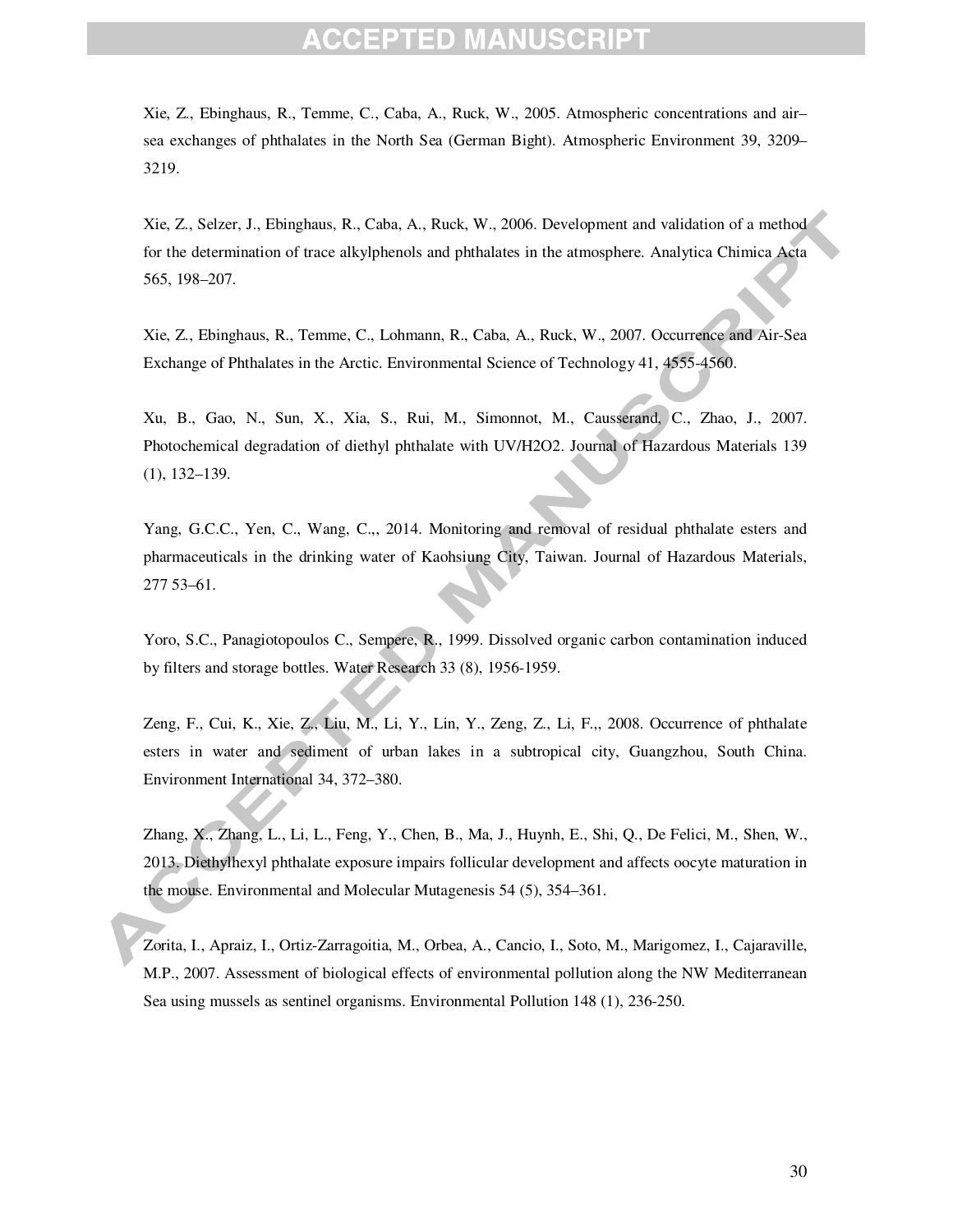Xie, Z., Ebinghaus, R., Temme, C., Caba, A., Ruck, W., 2005. Atmospheric concentrations and air–sea exchanges of phthalates in the North Sea (German Bight). Atmospheric Environment 39, 3209–3219.

Xie, Z., Selzer, J., Ebinghaus, R., Caba, A., Ruck, W., 2006. Development and validation of a method for the determination of trace alkylphenols and phthalates in the atmosphere. Analytica Chimica Acta 565, 198–207.

Xie, Z., Ebinghaus, R., Temme, C., Lohmann, R., Caba, A., Ruck, W., 2007. Occurrence and Air-Sea Exchange of Phthalates in the Arctic. Environmental Science of Technology 41, 4555-4560.

Xu, B., Gao, N., Sun, X., Xia, S., Rui, M., Simonnot, M., Causserand, C., Zhao, J., 2007. Photochemical degradation of diethyl phthalate with UV/H2O2. Journal of Hazardous Materials 139 (1), 132–139.

Yang, G.C.C., Yen, C., Wang, C.,, 2014. Monitoring and removal of residual phthalate esters and pharmaceuticals in the drinking water of Kaohsiung City, Taiwan. Journal of Hazardous Materials, 277 53–61.

Yoro, S.C., Panagiotopoulos C., Sempere, R., 1999. Dissolved organic carbon contamination induced by filters and storage bottles. Water Research 33 (8), 1956-1959.

Zeng, F., Cui, K., Xie, Z., Liu, M., Li, Y., Lin, Y., Zeng, Z., Li, F.,, 2008. Occurrence of phthalate esters in water and sediment of urban lakes in a subtropical city, Guangzhou, South China. Environment International 34, 372–380.

Zhang, X., Zhang, L., Li, L., Feng, Y., Chen, B., Ma, J., Huynh, E., Shi, Q., De Felici, M., Shen, W., 2013. Diethylhexyl phthalate exposure impairs follicular development and affects oocyte maturation in the mouse. Environmental and Molecular Mutagenesis 54 (5), 354–361.

Zorita, I., Apraiz, I., Ortiz-Zarragoitia, M., Orbea, A., Cancio, I., Soto, M., Marigomez, I., Cajaraville, M.P., 2007. Assessment of biological effects of environmental pollution along the NW Mediterranean Sea using mussels as sentinel organisms. Environmental Pollution 148 (1), 236-250.